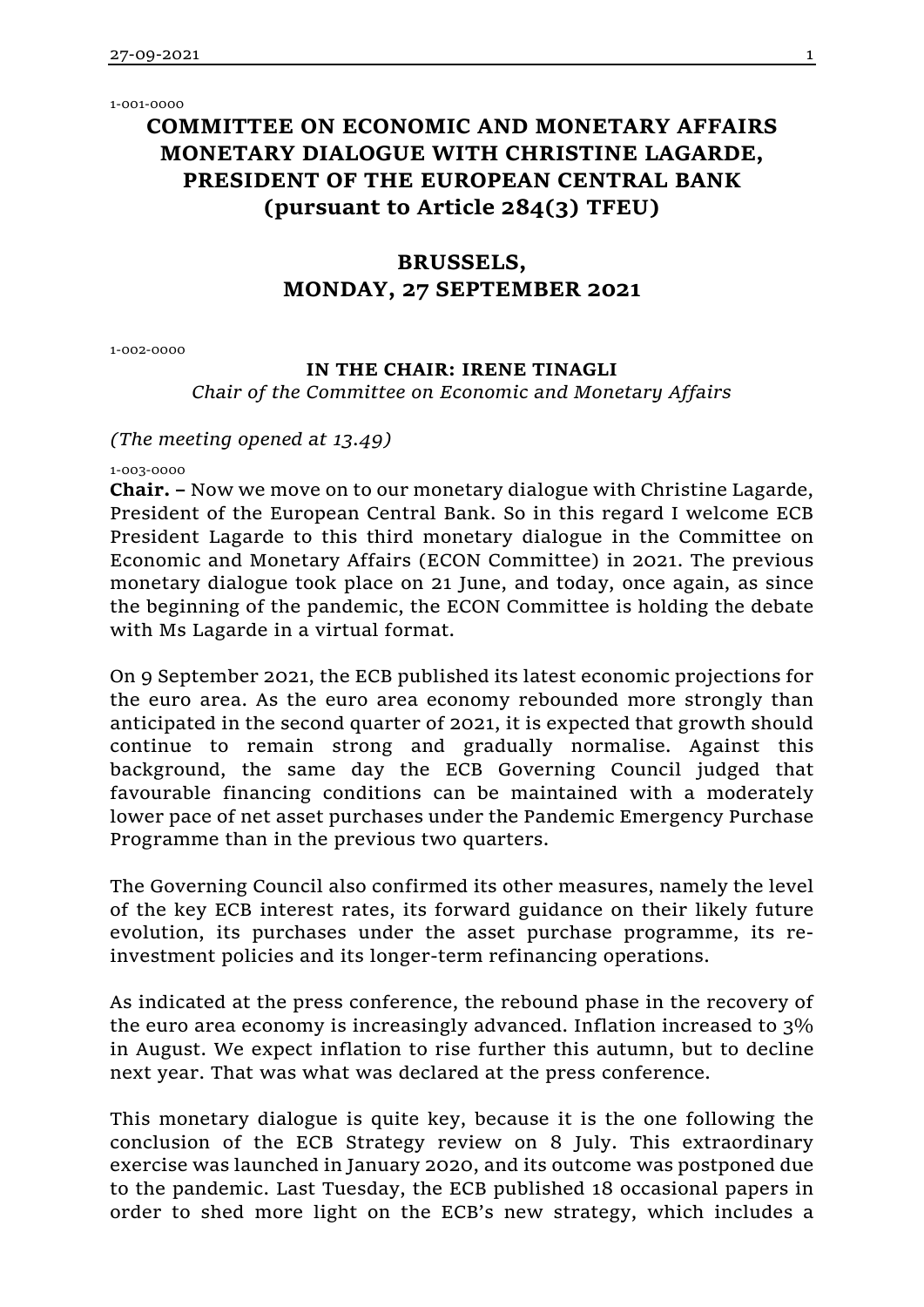1-001-0000

# COMMITTEE ON ECONOMIC AND MONETARY AFFAIRS MONETARY DIALOGUE WITH CHRISTINE LAGARDE, PRESIDENT OF THE EUROPEAN CENTRAL BANK (pursuant to Article 284(3) TFEU)

## BRUSSELS, MONDAY, 27 SEPTEMBER 2021

1-002-0000

**IN THE CHAIR: IRENE TINAGLI**
*Chair of the Committee on Economic and Monetary Affairs*

*(The meeting opened at 13.49)*

1-003-0000

**Chair. –** Now we move on to our monetary dialogue with Christine Lagarde, President of the European Central Bank. So in this regard I welcome ECB President Lagarde to this third monetary dialogue in the Committee on Economic and Monetary Affairs (ECON Committee) in 2021. The previous monetary dialogue took place on 21 June, and today, once again, as since the beginning of the pandemic, the ECON Committee is holding the debate with Ms Lagarde in a virtual format.

On 9 September 2021, the ECB published its latest economic projections for the euro area. As the euro area economy rebounded more strongly than anticipated in the second quarter of 2021, it is expected that growth should continue to remain strong and gradually normalise. Against this background, the same day the ECB Governing Council judged that favourable financing conditions can be maintained with a moderately lower pace of net asset purchases under the Pandemic Emergency Purchase Programme than in the previous two quarters.

The Governing Council also confirmed its other measures, namely the level of the key ECB interest rates, its forward guidance on their likely future evolution, its purchases under the asset purchase programme, its re-investment policies and its longer-term refinancing operations.

As indicated at the press conference, the rebound phase in the recovery of the euro area economy is increasingly advanced. Inflation increased to 3% in August. We expect inflation to rise further this autumn, but to decline next year. That was what was declared at the press conference.

This monetary dialogue is quite key, because it is the one following the conclusion of the ECB Strategy review on 8 July. This extraordinary exercise was launched in January 2020, and its outcome was postponed due to the pandemic. Last Tuesday, the ECB published 18 occasional papers in order to shed more light on the ECB's new strategy, which includes a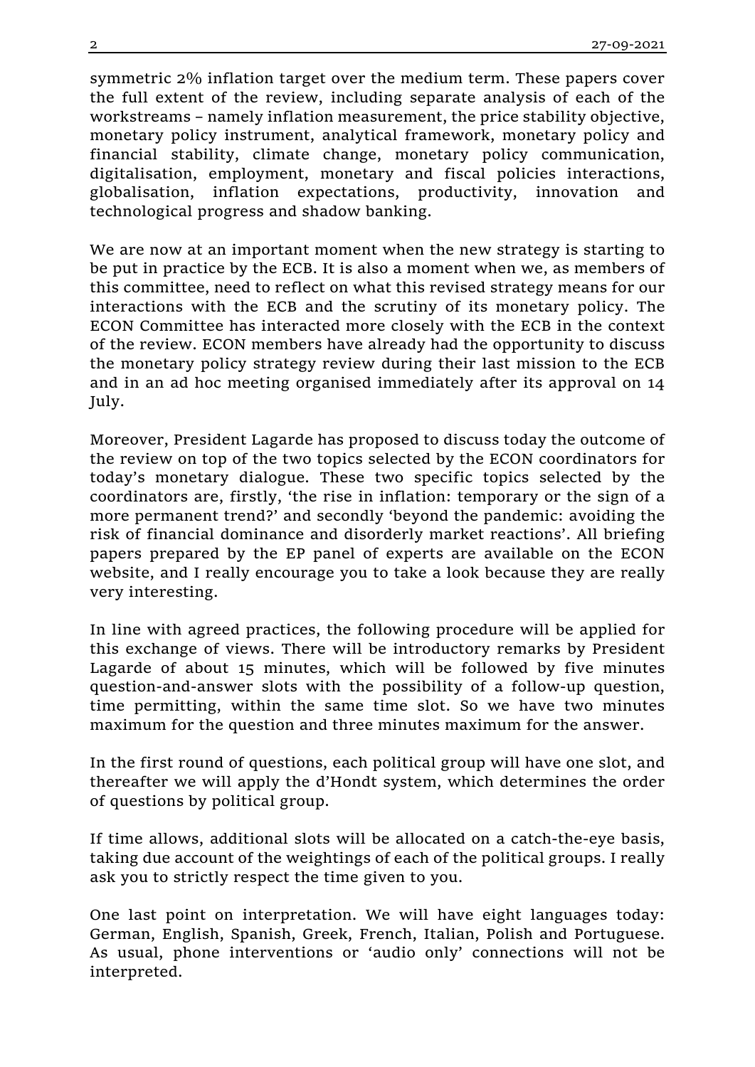symmetric 2% inflation target over the medium term. These papers cover the full extent of the review, including separate analysis of each of the workstreams – namely inflation measurement, the price stability objective, monetary policy instrument, analytical framework, monetary policy and financial stability, climate change, monetary policy communication, digitalisation, employment, monetary and fiscal policies interactions, globalisation, inflation expectations, productivity, innovation and technological progress and shadow banking.

We are now at an important moment when the new strategy is starting to be put in practice by the ECB. It is also a moment when we, as members of this committee, need to reflect on what this revised strategy means for our interactions with the ECB and the scrutiny of its monetary policy. The ECON Committee has interacted more closely with the ECB in the context of the review. ECON members have already had the opportunity to discuss the monetary policy strategy review during their last mission to the ECB and in an ad hoc meeting organised immediately after its approval on 14 July.

Moreover, President Lagarde has proposed to discuss today the outcome of the review on top of the two topics selected by the ECON coordinators for today's monetary dialogue. These two specific topics selected by the coordinators are, firstly, 'the rise in inflation: temporary or the sign of a more permanent trend?' and secondly 'beyond the pandemic: avoiding the risk of financial dominance and disorderly market reactions'. All briefing papers prepared by the EP panel of experts are available on the ECON website, and I really encourage you to take a look because they are really very interesting.

In line with agreed practices, the following procedure will be applied for this exchange of views. There will be introductory remarks by President Lagarde of about 15 minutes, which will be followed by five minutes question-and-answer slots with the possibility of a follow-up question, time permitting, within the same time slot. So we have two minutes maximum for the question and three minutes maximum for the answer.

In the first round of questions, each political group will have one slot, and thereafter we will apply the d'Hondt system, which determines the order of questions by political group.

If time allows, additional slots will be allocated on a catch-the-eye basis, taking due account of the weightings of each of the political groups. I really ask you to strictly respect the time given to you.

One last point on interpretation. We will have eight languages today: German, English, Spanish, Greek, French, Italian, Polish and Portuguese. As usual, phone interventions or 'audio only' connections will not be interpreted.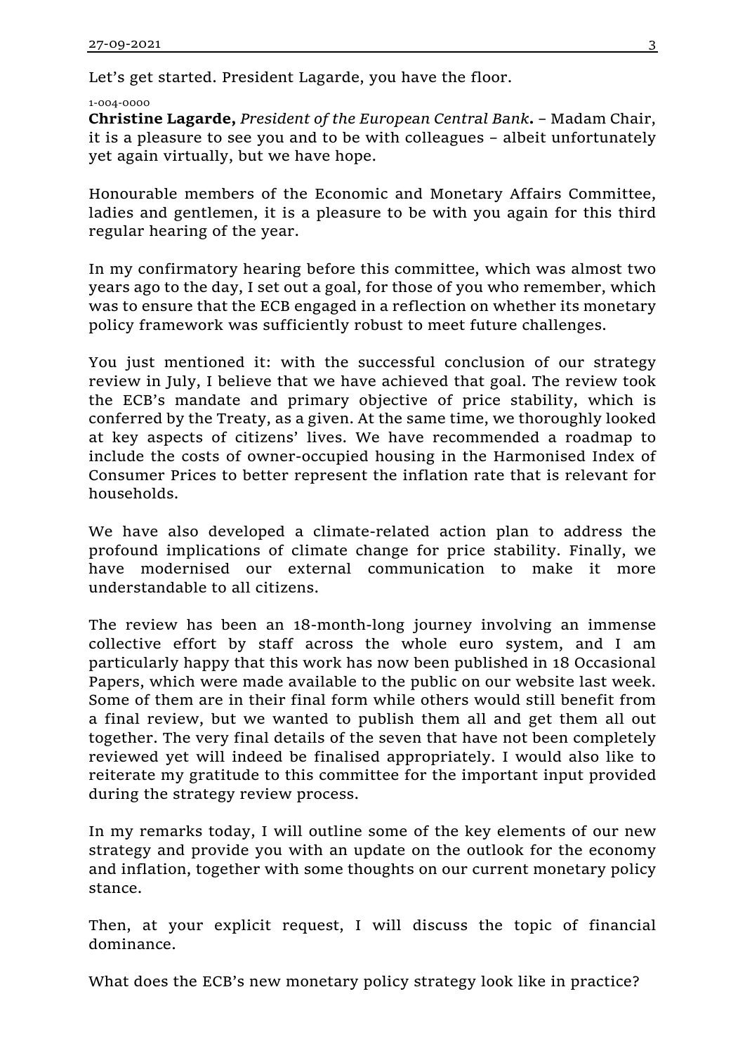Let's get started. President Lagarde, you have the floor.

1-004-0000

**Christine Lagarde,** *President of the European Central Bank***.** – Madam Chair, it is a pleasure to see you and to be with colleagues – albeit unfortunately yet again virtually, but we have hope.

Honourable members of the Economic and Monetary Affairs Committee, ladies and gentlemen, it is a pleasure to be with you again for this third regular hearing of the year.

In my confirmatory hearing before this committee, which was almost two years ago to the day, I set out a goal, for those of you who remember, which was to ensure that the ECB engaged in a reflection on whether its monetary policy framework was sufficiently robust to meet future challenges.

You just mentioned it: with the successful conclusion of our strategy review in July, I believe that we have achieved that goal. The review took the ECB's mandate and primary objective of price stability, which is conferred by the Treaty, as a given. At the same time, we thoroughly looked at key aspects of citizens' lives. We have recommended a roadmap to include the costs of owner-occupied housing in the Harmonised Index of Consumer Prices to better represent the inflation rate that is relevant for households.

We have also developed a climate-related action plan to address the profound implications of climate change for price stability. Finally, we have modernised our external communication to make it more understandable to all citizens.

The review has been an 18-month-long journey involving an immense collective effort by staff across the whole euro system, and I am particularly happy that this work has now been published in 18 Occasional Papers, which were made available to the public on our website last week. Some of them are in their final form while others would still benefit from a final review, but we wanted to publish them all and get them all out together. The very final details of the seven that have not been completely reviewed yet will indeed be finalised appropriately. I would also like to reiterate my gratitude to this committee for the important input provided during the strategy review process.

In my remarks today, I will outline some of the key elements of our new strategy and provide you with an update on the outlook for the economy and inflation, together with some thoughts on our current monetary policy stance.

Then, at your explicit request, I will discuss the topic of financial dominance.

What does the ECB's new monetary policy strategy look like in practice?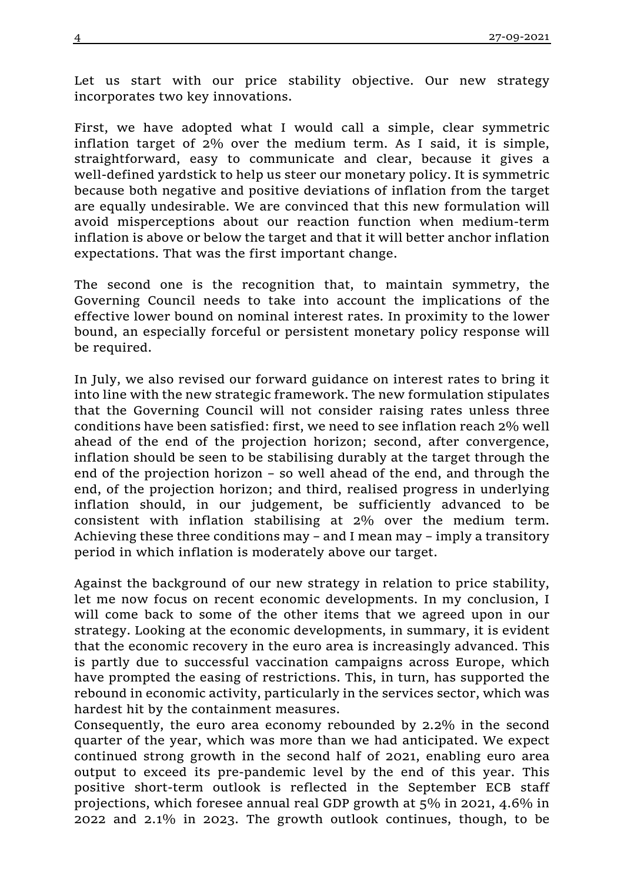Let us start with our price stability objective. Our new strategy incorporates two key innovations.

First, we have adopted what I would call a simple, clear symmetric inflation target of 2% over the medium term. As I said, it is simple, straightforward, easy to communicate and clear, because it gives a well-defined yardstick to help us steer our monetary policy. It is symmetric because both negative and positive deviations of inflation from the target are equally undesirable. We are convinced that this new formulation will avoid misperceptions about our reaction function when medium-term inflation is above or below the target and that it will better anchor inflation expectations. That was the first important change.

The second one is the recognition that, to maintain symmetry, the Governing Council needs to take into account the implications of the effective lower bound on nominal interest rates. In proximity to the lower bound, an especially forceful or persistent monetary policy response will be required.

In July, we also revised our forward guidance on interest rates to bring it into line with the new strategic framework. The new formulation stipulates that the Governing Council will not consider raising rates unless three conditions have been satisfied: first, we need to see inflation reach 2% well ahead of the end of the projection horizon; second, after convergence, inflation should be seen to be stabilising durably at the target through the end of the projection horizon – so well ahead of the end, and through the end, of the projection horizon; and third, realised progress in underlying inflation should, in our judgement, be sufficiently advanced to be consistent with inflation stabilising at 2% over the medium term. Achieving these three conditions may – and I mean may – imply a transitory period in which inflation is moderately above our target.

Against the background of our new strategy in relation to price stability, let me now focus on recent economic developments. In my conclusion, I will come back to some of the other items that we agreed upon in our strategy. Looking at the economic developments, in summary, it is evident that the economic recovery in the euro area is increasingly advanced. This is partly due to successful vaccination campaigns across Europe, which have prompted the easing of restrictions. This, in turn, has supported the rebound in economic activity, particularly in the services sector, which was hardest hit by the containment measures.

Consequently, the euro area economy rebounded by 2.2% in the second quarter of the year, which was more than we had anticipated. We expect continued strong growth in the second half of 2021, enabling euro area output to exceed its pre-pandemic level by the end of this year. This positive short-term outlook is reflected in the September ECB staff projections, which foresee annual real GDP growth at 5% in 2021, 4.6% in 2022 and 2.1% in 2023. The growth outlook continues, though, to be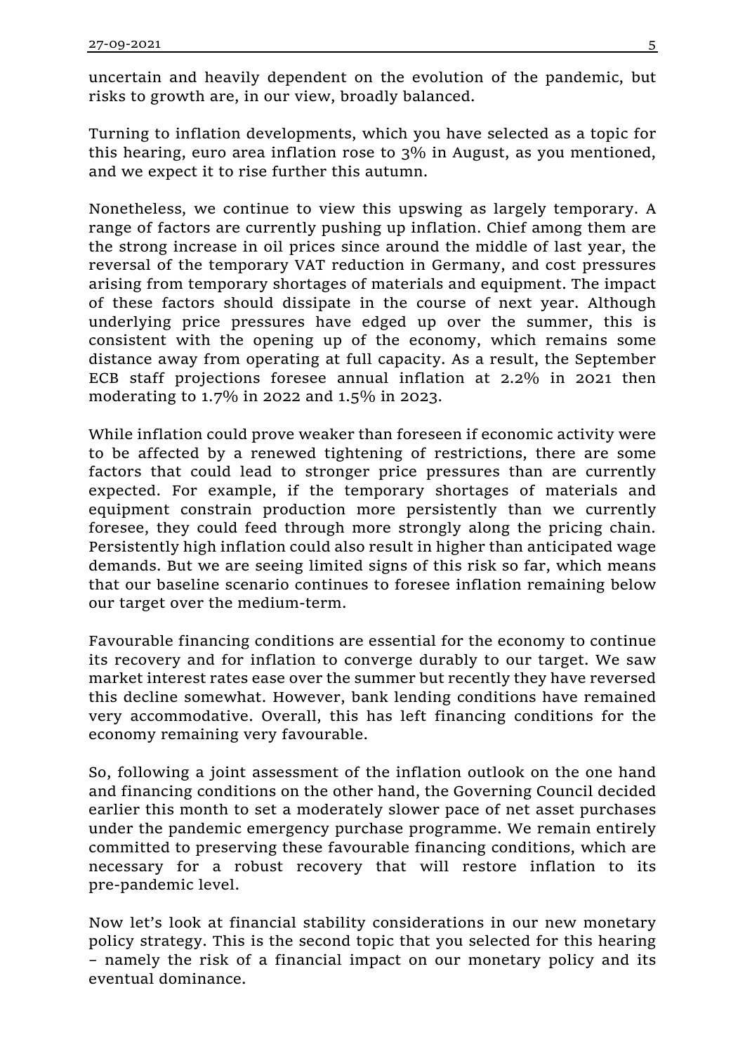uncertain and heavily dependent on the evolution of the pandemic, but risks to growth are, in our view, broadly balanced.

Turning to inflation developments, which you have selected as a topic for this hearing, euro area inflation rose to 3% in August, as you mentioned, and we expect it to rise further this autumn.

Nonetheless, we continue to view this upswing as largely temporary. A range of factors are currently pushing up inflation. Chief among them are the strong increase in oil prices since around the middle of last year, the reversal of the temporary VAT reduction in Germany, and cost pressures arising from temporary shortages of materials and equipment. The impact of these factors should dissipate in the course of next year. Although underlying price pressures have edged up over the summer, this is consistent with the opening up of the economy, which remains some distance away from operating at full capacity. As a result, the September ECB staff projections foresee annual inflation at 2.2% in 2021 then moderating to 1.7% in 2022 and 1.5% in 2023.

While inflation could prove weaker than foreseen if economic activity were to be affected by a renewed tightening of restrictions, there are some factors that could lead to stronger price pressures than are currently expected. For example, if the temporary shortages of materials and equipment constrain production more persistently than we currently foresee, they could feed through more strongly along the pricing chain. Persistently high inflation could also result in higher than anticipated wage demands. But we are seeing limited signs of this risk so far, which means that our baseline scenario continues to foresee inflation remaining below our target over the medium-term.

Favourable financing conditions are essential for the economy to continue its recovery and for inflation to converge durably to our target. We saw market interest rates ease over the summer but recently they have reversed this decline somewhat. However, bank lending conditions have remained very accommodative. Overall, this has left financing conditions for the economy remaining very favourable.

So, following a joint assessment of the inflation outlook on the one hand and financing conditions on the other hand, the Governing Council decided earlier this month to set a moderately slower pace of net asset purchases under the pandemic emergency purchase programme. We remain entirely committed to preserving these favourable financing conditions, which are necessary for a robust recovery that will restore inflation to its pre-pandemic level.

Now let's look at financial stability considerations in our new monetary policy strategy. This is the second topic that you selected for this hearing – namely the risk of a financial impact on our monetary policy and its eventual dominance.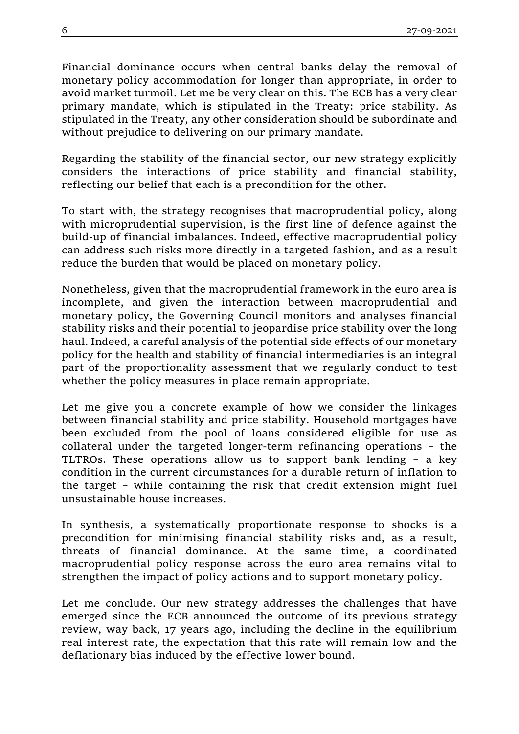Financial dominance occurs when central banks delay the removal of monetary policy accommodation for longer than appropriate, in order to avoid market turmoil. Let me be very clear on this. The ECB has a very clear primary mandate, which is stipulated in the Treaty: price stability. As stipulated in the Treaty, any other consideration should be subordinate and without prejudice to delivering on our primary mandate.

Regarding the stability of the financial sector, our new strategy explicitly considers the interactions of price stability and financial stability, reflecting our belief that each is a precondition for the other.

To start with, the strategy recognises that macroprudential policy, along with microprudential supervision, is the first line of defence against the build-up of financial imbalances. Indeed, effective macroprudential policy can address such risks more directly in a targeted fashion, and as a result reduce the burden that would be placed on monetary policy.

Nonetheless, given that the macroprudential framework in the euro area is incomplete, and given the interaction between macroprudential and monetary policy, the Governing Council monitors and analyses financial stability risks and their potential to jeopardise price stability over the long haul. Indeed, a careful analysis of the potential side effects of our monetary policy for the health and stability of financial intermediaries is an integral part of the proportionality assessment that we regularly conduct to test whether the policy measures in place remain appropriate.

Let me give you a concrete example of how we consider the linkages between financial stability and price stability. Household mortgages have been excluded from the pool of loans considered eligible for use as collateral under the targeted longer-term refinancing operations – the TLTROs. These operations allow us to support bank lending – a key condition in the current circumstances for a durable return of inflation to the target – while containing the risk that credit extension might fuel unsustainable house increases.

In synthesis, a systematically proportionate response to shocks is a precondition for minimising financial stability risks and, as a result, threats of financial dominance. At the same time, a coordinated macroprudential policy response across the euro area remains vital to strengthen the impact of policy actions and to support monetary policy.

Let me conclude. Our new strategy addresses the challenges that have emerged since the ECB announced the outcome of its previous strategy review, way back, 17 years ago, including the decline in the equilibrium real interest rate, the expectation that this rate will remain low and the deflationary bias induced by the effective lower bound.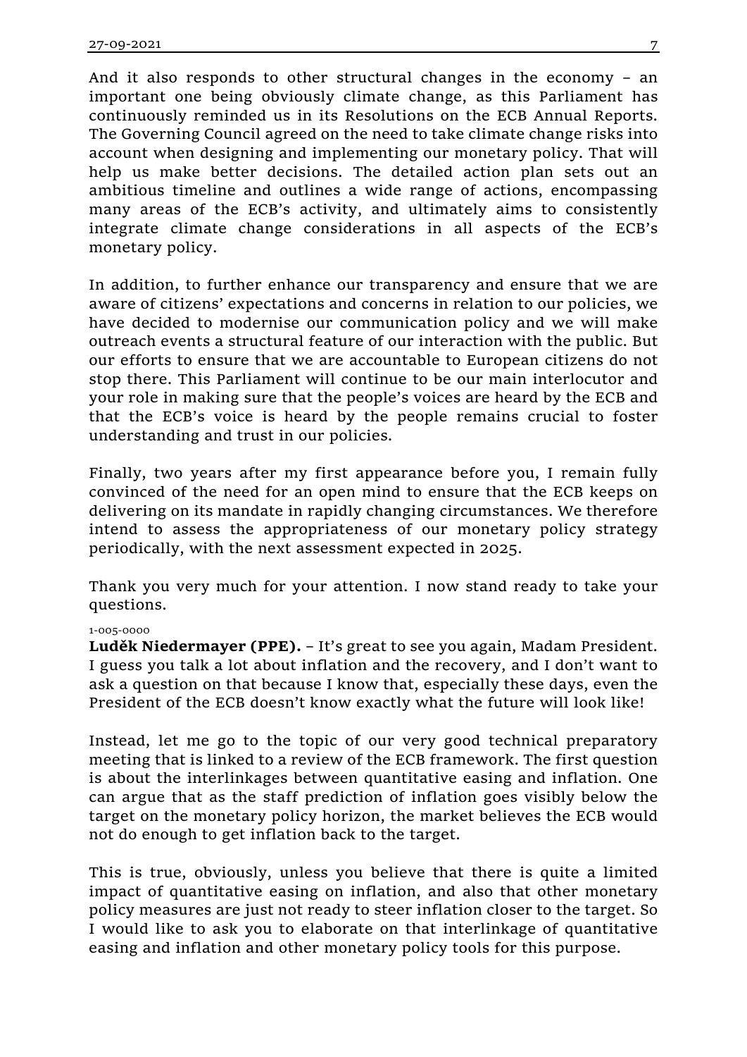And it also responds to other structural changes in the economy – an important one being obviously climate change, as this Parliament has continuously reminded us in its Resolutions on the ECB Annual Reports. The Governing Council agreed on the need to take climate change risks into account when designing and implementing our monetary policy. That will help us make better decisions. The detailed action plan sets out an ambitious timeline and outlines a wide range of actions, encompassing many areas of the ECB's activity, and ultimately aims to consistently integrate climate change considerations in all aspects of the ECB's monetary policy.

In addition, to further enhance our transparency and ensure that we are aware of citizens' expectations and concerns in relation to our policies, we have decided to modernise our communication policy and we will make outreach events a structural feature of our interaction with the public. But our efforts to ensure that we are accountable to European citizens do not stop there. This Parliament will continue to be our main interlocutor and your role in making sure that the people's voices are heard by the ECB and that the ECB's voice is heard by the people remains crucial to foster understanding and trust in our policies.

Finally, two years after my first appearance before you, I remain fully convinced of the need for an open mind to ensure that the ECB keeps on delivering on its mandate in rapidly changing circumstances. We therefore intend to assess the appropriateness of our monetary policy strategy periodically, with the next assessment expected in 2025.

Thank you very much for your attention. I now stand ready to take your questions.

1-005-0000

**Luděk Niedermayer (PPE).** – It's great to see you again, Madam President. I guess you talk a lot about inflation and the recovery, and I don't want to ask a question on that because I know that, especially these days, even the President of the ECB doesn't know exactly what the future will look like!

Instead, let me go to the topic of our very good technical preparatory meeting that is linked to a review of the ECB framework. The first question is about the interlinkages between quantitative easing and inflation. One can argue that as the staff prediction of inflation goes visibly below the target on the monetary policy horizon, the market believes the ECB would not do enough to get inflation back to the target.

This is true, obviously, unless you believe that there is quite a limited impact of quantitative easing on inflation, and also that other monetary policy measures are just not ready to steer inflation closer to the target. So I would like to ask you to elaborate on that interlinkage of quantitative easing and inflation and other monetary policy tools for this purpose.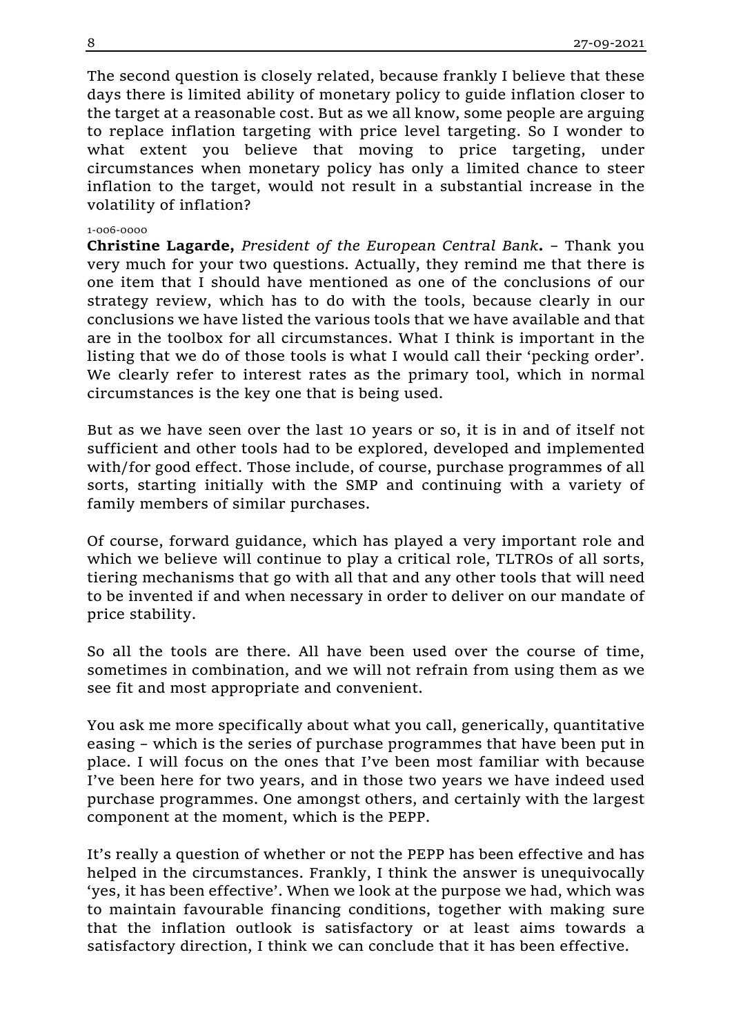The second question is closely related, because frankly I believe that these days there is limited ability of monetary policy to guide inflation closer to the target at a reasonable cost. But as we all know, some people are arguing to replace inflation targeting with price level targeting. So I wonder to what extent you believe that moving to price targeting, under circumstances when monetary policy has only a limited chance to steer inflation to the target, would not result in a substantial increase in the volatility of inflation?

1-006-0000

**Christine Lagarde,** *President of the European Central Bank***.** – Thank you very much for your two questions. Actually, they remind me that there is one item that I should have mentioned as one of the conclusions of our strategy review, which has to do with the tools, because clearly in our conclusions we have listed the various tools that we have available and that are in the toolbox for all circumstances. What I think is important in the listing that we do of those tools is what I would call their 'pecking order'. We clearly refer to interest rates as the primary tool, which in normal circumstances is the key one that is being used.

But as we have seen over the last 10 years or so, it is in and of itself not sufficient and other tools had to be explored, developed and implemented with/for good effect. Those include, of course, purchase programmes of all sorts, starting initially with the SMP and continuing with a variety of family members of similar purchases.

Of course, forward guidance, which has played a very important role and which we believe will continue to play a critical role, TLTROs of all sorts, tiering mechanisms that go with all that and any other tools that will need to be invented if and when necessary in order to deliver on our mandate of price stability.

So all the tools are there. All have been used over the course of time, sometimes in combination, and we will not refrain from using them as we see fit and most appropriate and convenient.

You ask me more specifically about what you call, generically, quantitative easing – which is the series of purchase programmes that have been put in place. I will focus on the ones that I've been most familiar with because I've been here for two years, and in those two years we have indeed used purchase programmes. One amongst others, and certainly with the largest component at the moment, which is the PEPP.

It's really a question of whether or not the PEPP has been effective and has helped in the circumstances. Frankly, I think the answer is unequivocally 'yes, it has been effective'. When we look at the purpose we had, which was to maintain favourable financing conditions, together with making sure that the inflation outlook is satisfactory or at least aims towards a satisfactory direction, I think we can conclude that it has been effective.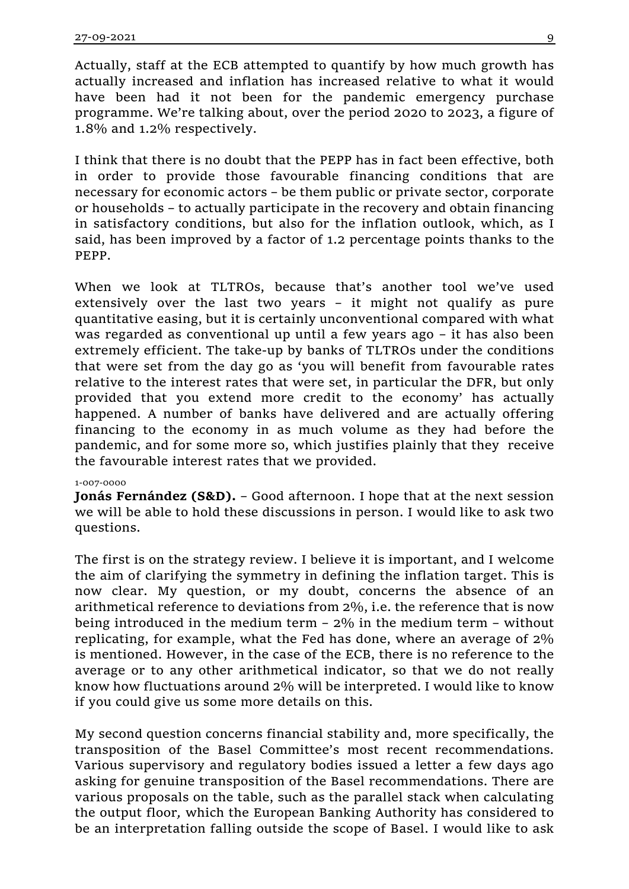Actually, staff at the ECB attempted to quantify by how much growth has actually increased and inflation has increased relative to what it would have been had it not been for the pandemic emergency purchase programme. We're talking about, over the period 2020 to 2023, a figure of 1.8% and 1.2% respectively.

I think that there is no doubt that the PEPP has in fact been effective, both in order to provide those favourable financing conditions that are necessary for economic actors – be them public or private sector, corporate or households – to actually participate in the recovery and obtain financing in satisfactory conditions, but also for the inflation outlook, which, as I said, has been improved by a factor of 1.2 percentage points thanks to the PEPP.

When we look at TLTROs, because that's another tool we've used extensively over the last two years – it might not qualify as pure quantitative easing, but it is certainly unconventional compared with what was regarded as conventional up until a few years ago – it has also been extremely efficient. The take-up by banks of TLTROs under the conditions that were set from the day go as 'you will benefit from favourable rates relative to the interest rates that were set, in particular the DFR, but only provided that you extend more credit to the economy' has actually happened. A number of banks have delivered and are actually offering financing to the economy in as much volume as they had before the pandemic, and for some more so, which justifies plainly that they receive the favourable interest rates that we provided.

1-007-0000

**Jonás Fernández (S&D).** – Good afternoon. I hope that at the next session we will be able to hold these discussions in person. I would like to ask two questions.

The first is on the strategy review. I believe it is important, and I welcome the aim of clarifying the symmetry in defining the inflation target. This is now clear. My question, or my doubt, concerns the absence of an arithmetical reference to deviations from 2%, i.e. the reference that is now being introduced in the medium term – 2% in the medium term – without replicating, for example, what the Fed has done, where an average of 2% is mentioned. However, in the case of the ECB, there is no reference to the average or to any other arithmetical indicator, so that we do not really know how fluctuations around 2% will be interpreted. I would like to know if you could give us some more details on this.

My second question concerns financial stability and, more specifically, the transposition of the Basel Committee's most recent recommendations. Various supervisory and regulatory bodies issued a letter a few days ago asking for genuine transposition of the Basel recommendations. There are various proposals on the table, such as the parallel stack when calculating the output floor, which the European Banking Authority has considered to be an interpretation falling outside the scope of Basel. I would like to ask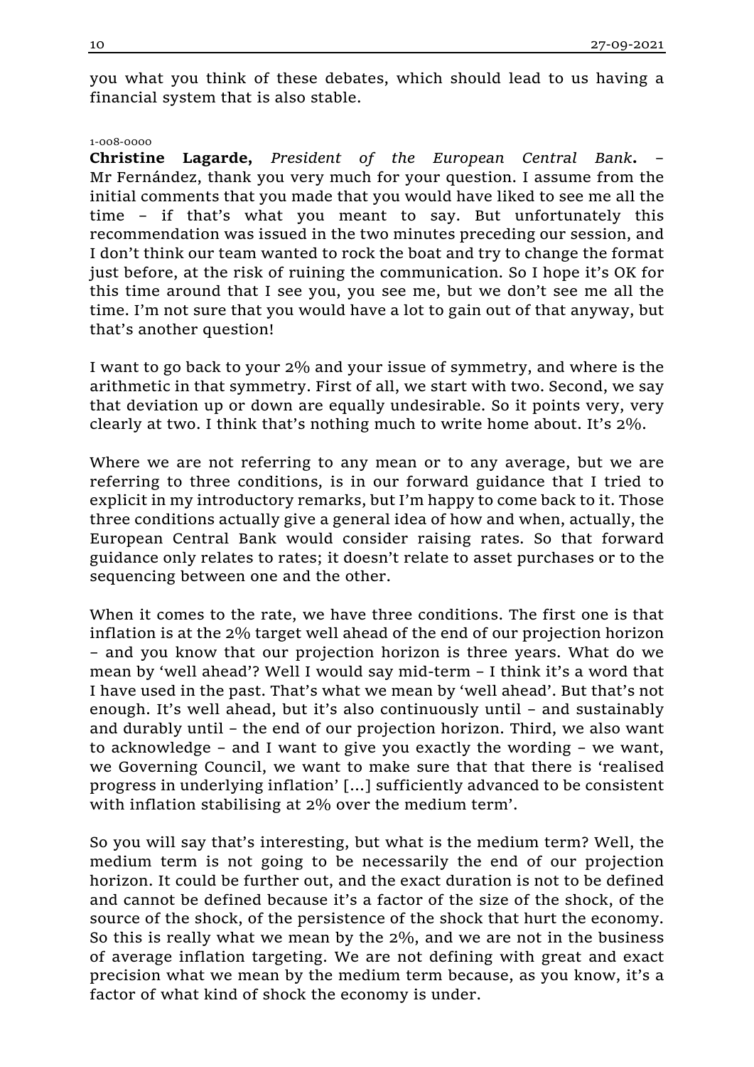you what you think of these debates, which should lead to us having a financial system that is also stable.

1-008-0000

**Christine Lagarde,** *President of the European Central Bank***.** – Mr Fernández, thank you very much for your question. I assume from the initial comments that you made that you would have liked to see me all the time – if that's what you meant to say. But unfortunately this recommendation was issued in the two minutes preceding our session, and I don't think our team wanted to rock the boat and try to change the format just before, at the risk of ruining the communication. So I hope it's OK for this time around that I see you, you see me, but we don't see me all the time. I'm not sure that you would have a lot to gain out of that anyway, but that's another question!

I want to go back to your 2% and your issue of symmetry, and where is the arithmetic in that symmetry. First of all, we start with two. Second, we say that deviation up or down are equally undesirable. So it points very, very clearly at two. I think that's nothing much to write home about. It's 2%.

Where we are not referring to any mean or to any average, but we are referring to three conditions, is in our forward guidance that I tried to explicit in my introductory remarks, but I'm happy to come back to it. Those three conditions actually give a general idea of how and when, actually, the European Central Bank would consider raising rates. So that forward guidance only relates to rates; it doesn't relate to asset purchases or to the sequencing between one and the other.

When it comes to the rate, we have three conditions. The first one is that inflation is at the 2% target well ahead of the end of our projection horizon – and you know that our projection horizon is three years. What do we mean by 'well ahead'? Well I would say mid-term – I think it's a word that I have used in the past. That's what we mean by 'well ahead'. But that's not enough. It's well ahead, but it's also continuously until – and sustainably and durably until – the end of our projection horizon. Third, we also want to acknowledge – and I want to give you exactly the wording – we want, we Governing Council, we want to make sure that that there is 'realised progress in underlying inflation' [...] sufficiently advanced to be consistent with inflation stabilising at 2% over the medium term'.

So you will say that's interesting, but what is the medium term? Well, the medium term is not going to be necessarily the end of our projection horizon. It could be further out, and the exact duration is not to be defined and cannot be defined because it's a factor of the size of the shock, of the source of the shock, of the persistence of the shock that hurt the economy. So this is really what we mean by the 2%, and we are not in the business of average inflation targeting. We are not defining with great and exact precision what we mean by the medium term because, as you know, it's a factor of what kind of shock the economy is under.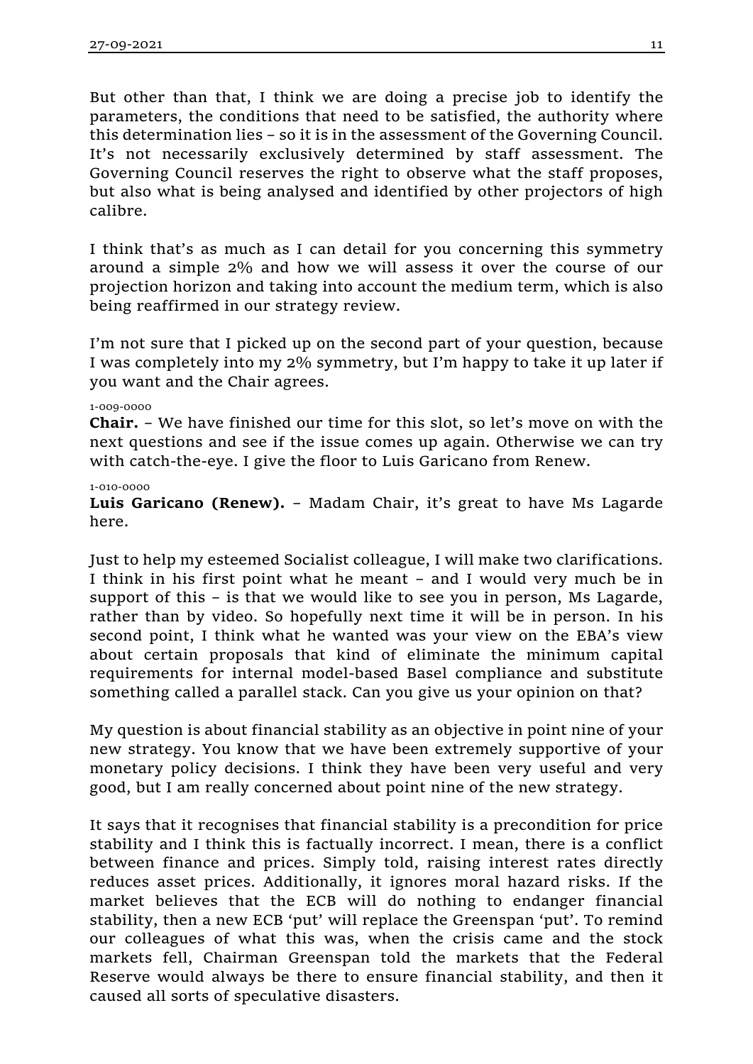But other than that, I think we are doing a precise job to identify the parameters, the conditions that need to be satisfied, the authority where this determination lies – so it is in the assessment of the Governing Council. It's not necessarily exclusively determined by staff assessment. The Governing Council reserves the right to observe what the staff proposes, but also what is being analysed and identified by other projectors of high calibre.

I think that's as much as I can detail for you concerning this symmetry around a simple 2% and how we will assess it over the course of our projection horizon and taking into account the medium term, which is also being reaffirmed in our strategy review.

I'm not sure that I picked up on the second part of your question, because I was completely into my 2% symmetry, but I'm happy to take it up later if you want and the Chair agrees.

1-009-0000

**Chair.** – We have finished our time for this slot, so let's move on with the next questions and see if the issue comes up again. Otherwise we can try with catch-the-eye. I give the floor to Luis Garicano from Renew.

1-010-0000

**Luis Garicano (Renew).** – Madam Chair, it's great to have Ms Lagarde here.

Just to help my esteemed Socialist colleague, I will make two clarifications. I think in his first point what he meant – and I would very much be in support of this – is that we would like to see you in person, Ms Lagarde, rather than by video. So hopefully next time it will be in person. In his second point, I think what he wanted was your view on the EBA's view about certain proposals that kind of eliminate the minimum capital requirements for internal model-based Basel compliance and substitute something called a parallel stack. Can you give us your opinion on that?

My question is about financial stability as an objective in point nine of your new strategy. You know that we have been extremely supportive of your monetary policy decisions. I think they have been very useful and very good, but I am really concerned about point nine of the new strategy.

It says that it recognises that financial stability is a precondition for price stability and I think this is factually incorrect. I mean, there is a conflict between finance and prices. Simply told, raising interest rates directly reduces asset prices. Additionally, it ignores moral hazard risks. If the market believes that the ECB will do nothing to endanger financial stability, then a new ECB 'put' will replace the Greenspan 'put'. To remind our colleagues of what this was, when the crisis came and the stock markets fell, Chairman Greenspan told the markets that the Federal Reserve would always be there to ensure financial stability, and then it caused all sorts of speculative disasters.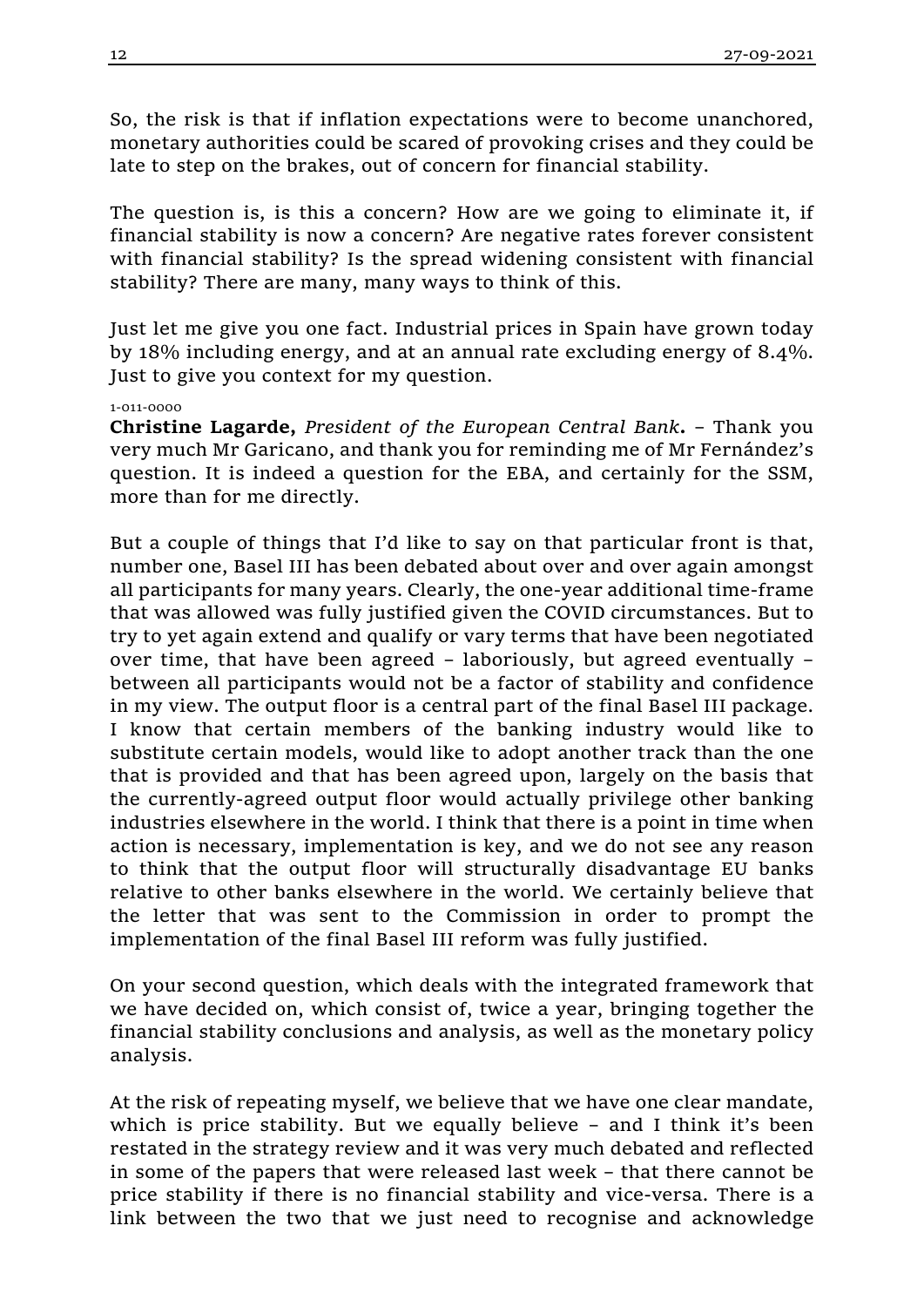So, the risk is that if inflation expectations were to become unanchored, monetary authorities could be scared of provoking crises and they could be late to step on the brakes, out of concern for financial stability.

The question is, is this a concern? How are we going to eliminate it, if financial stability is now a concern? Are negative rates forever consistent with financial stability? Is the spread widening consistent with financial stability? There are many, many ways to think of this.

Just let me give you one fact. Industrial prices in Spain have grown today by 18% including energy, and at an annual rate excluding energy of 8.4%. Just to give you context for my question.

1-011-0000

**Christine Lagarde,** *President of the European Central Bank***.** – Thank you very much Mr Garicano, and thank you for reminding me of Mr Fernández's question. It is indeed a question for the EBA, and certainly for the SSM, more than for me directly.

But a couple of things that I'd like to say on that particular front is that, number one, Basel III has been debated about over and over again amongst all participants for many years. Clearly, the one-year additional time-frame that was allowed was fully justified given the COVID circumstances. But to try to yet again extend and qualify or vary terms that have been negotiated over time, that have been agreed – laboriously, but agreed eventually – between all participants would not be a factor of stability and confidence in my view. The output floor is a central part of the final Basel III package. I know that certain members of the banking industry would like to substitute certain models, would like to adopt another track than the one that is provided and that has been agreed upon, largely on the basis that the currently-agreed output floor would actually privilege other banking industries elsewhere in the world. I think that there is a point in time when action is necessary, implementation is key, and we do not see any reason to think that the output floor will structurally disadvantage EU banks relative to other banks elsewhere in the world. We certainly believe that the letter that was sent to the Commission in order to prompt the implementation of the final Basel III reform was fully justified.

On your second question, which deals with the integrated framework that we have decided on, which consist of, twice a year, bringing together the financial stability conclusions and analysis, as well as the monetary policy analysis.

At the risk of repeating myself, we believe that we have one clear mandate, which is price stability. But we equally believe – and I think it's been restated in the strategy review and it was very much debated and reflected in some of the papers that were released last week – that there cannot be price stability if there is no financial stability and vice-versa. There is a link between the two that we just need to recognise and acknowledge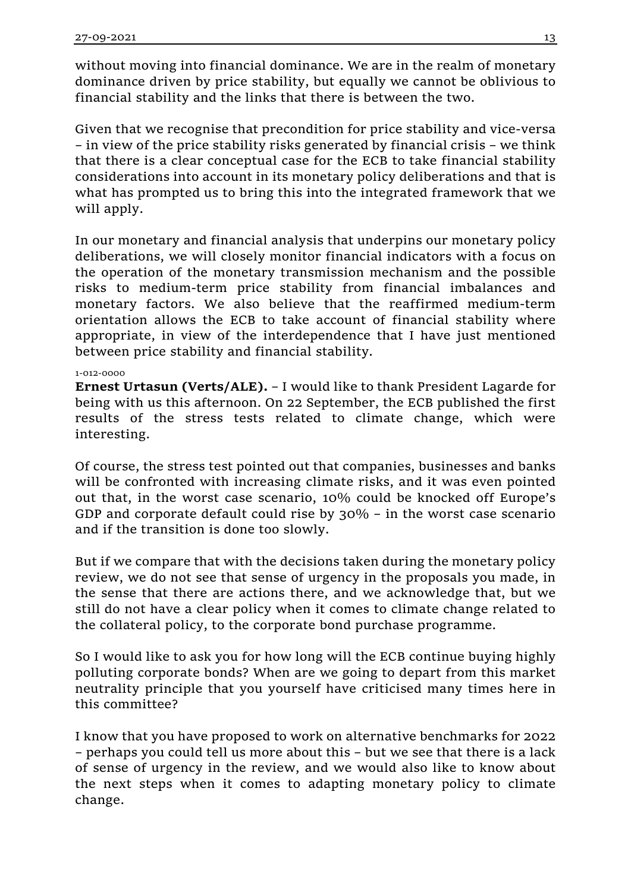without moving into financial dominance. We are in the realm of monetary dominance driven by price stability, but equally we cannot be oblivious to financial stability and the links that there is between the two.

Given that we recognise that precondition for price stability and vice-versa – in view of the price stability risks generated by financial crisis – we think that there is a clear conceptual case for the ECB to take financial stability considerations into account in its monetary policy deliberations and that is what has prompted us to bring this into the integrated framework that we will apply.

In our monetary and financial analysis that underpins our monetary policy deliberations, we will closely monitor financial indicators with a focus on the operation of the monetary transmission mechanism and the possible risks to medium-term price stability from financial imbalances and monetary factors. We also believe that the reaffirmed medium-term orientation allows the ECB to take account of financial stability where appropriate, in view of the interdependence that I have just mentioned between price stability and financial stability.

1-012-0000

**Ernest Urtasun (Verts/ALE).** – I would like to thank President Lagarde for being with us this afternoon. On 22 September, the ECB published the first results of the stress tests related to climate change, which were interesting.

Of course, the stress test pointed out that companies, businesses and banks will be confronted with increasing climate risks, and it was even pointed out that, in the worst case scenario, 10% could be knocked off Europe's GDP and corporate default could rise by 30% – in the worst case scenario and if the transition is done too slowly.

But if we compare that with the decisions taken during the monetary policy review, we do not see that sense of urgency in the proposals you made, in the sense that there are actions there, and we acknowledge that, but we still do not have a clear policy when it comes to climate change related to the collateral policy, to the corporate bond purchase programme.

So I would like to ask you for how long will the ECB continue buying highly polluting corporate bonds? When are we going to depart from this market neutrality principle that you yourself have criticised many times here in this committee?

I know that you have proposed to work on alternative benchmarks for 2022 – perhaps you could tell us more about this – but we see that there is a lack of sense of urgency in the review, and we would also like to know about the next steps when it comes to adapting monetary policy to climate change.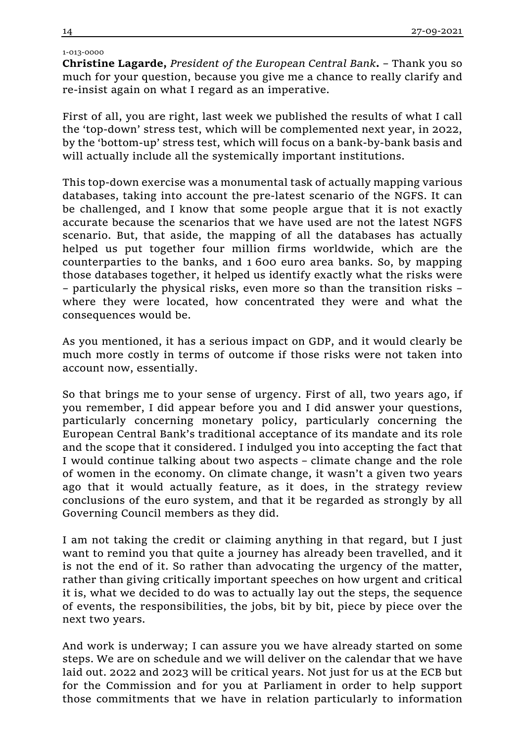1-013-0000

**Christine Lagarde,** *President of the European Central Bank***.** – Thank you so much for your question, because you give me a chance to really clarify and re-insist again on what I regard as an imperative.

First of all, you are right, last week we published the results of what I call the 'top-down' stress test, which will be complemented next year, in 2022, by the 'bottom-up' stress test, which will focus on a bank-by-bank basis and will actually include all the systemically important institutions.

This top-down exercise was a monumental task of actually mapping various databases, taking into account the pre-latest scenario of the NGFS. It can be challenged, and I know that some people argue that it is not exactly accurate because the scenarios that we have used are not the latest NGFS scenario. But, that aside, the mapping of all the databases has actually helped us put together four million firms worldwide, which are the counterparties to the banks, and 1 600 euro area banks. So, by mapping those databases together, it helped us identify exactly what the risks were – particularly the physical risks, even more so than the transition risks – where they were located, how concentrated they were and what the consequences would be.

As you mentioned, it has a serious impact on GDP, and it would clearly be much more costly in terms of outcome if those risks were not taken into account now, essentially.

So that brings me to your sense of urgency. First of all, two years ago, if you remember, I did appear before you and I did answer your questions, particularly concerning monetary policy, particularly concerning the European Central Bank's traditional acceptance of its mandate and its role and the scope that it considered. I indulged you into accepting the fact that I would continue talking about two aspects – climate change and the role of women in the economy. On climate change, it wasn't a given two years ago that it would actually feature, as it does, in the strategy review conclusions of the euro system, and that it be regarded as strongly by all Governing Council members as they did.

I am not taking the credit or claiming anything in that regard, but I just want to remind you that quite a journey has already been travelled, and it is not the end of it. So rather than advocating the urgency of the matter, rather than giving critically important speeches on how urgent and critical it is, what we decided to do was to actually lay out the steps, the sequence of events, the responsibilities, the jobs, bit by bit, piece by piece over the next two years.

And work is underway; I can assure you we have already started on some steps. We are on schedule and we will deliver on the calendar that we have laid out. 2022 and 2023 will be critical years. Not just for us at the ECB but for the Commission and for you at Parliament in order to help support those commitments that we have in relation particularly to information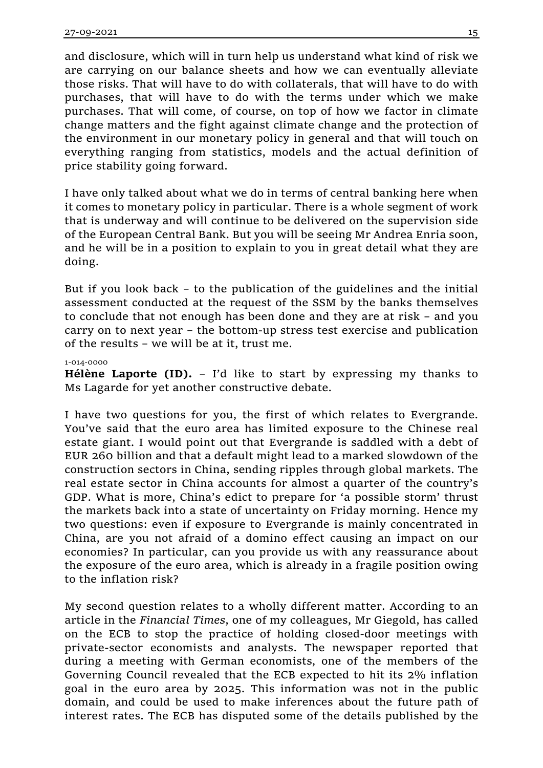and disclosure, which will in turn help us understand what kind of risk we are carrying on our balance sheets and how we can eventually alleviate those risks. That will have to do with collaterals, that will have to do with purchases, that will have to do with the terms under which we make purchases. That will come, of course, on top of how we factor in climate change matters and the fight against climate change and the protection of the environment in our monetary policy in general and that will touch on everything ranging from statistics, models and the actual definition of price stability going forward.

I have only talked about what we do in terms of central banking here when it comes to monetary policy in particular. There is a whole segment of work that is underway and will continue to be delivered on the supervision side of the European Central Bank. But you will be seeing Mr Andrea Enria soon, and he will be in a position to explain to you in great detail what they are doing.

But if you look back – to the publication of the guidelines and the initial assessment conducted at the request of the SSM by the banks themselves to conclude that not enough has been done and they are at risk – and you carry on to next year – the bottom-up stress test exercise and publication of the results – we will be at it, trust me.

1-014-0000

**Hélène Laporte (ID).** – I'd like to start by expressing my thanks to Ms Lagarde for yet another constructive debate.

I have two questions for you, the first of which relates to Evergrande. You've said that the euro area has limited exposure to the Chinese real estate giant. I would point out that Evergrande is saddled with a debt of EUR 260 billion and that a default might lead to a marked slowdown of the construction sectors in China, sending ripples through global markets. The real estate sector in China accounts for almost a quarter of the country's GDP. What is more, China's edict to prepare for 'a possible storm' thrust the markets back into a state of uncertainty on Friday morning. Hence my two questions: even if exposure to Evergrande is mainly concentrated in China, are you not afraid of a domino effect causing an impact on our economies? In particular, can you provide us with any reassurance about the exposure of the euro area, which is already in a fragile position owing to the inflation risk?

My second question relates to a wholly different matter. According to an article in the *Financial Times*, one of my colleagues, Mr Giegold, has called on the ECB to stop the practice of holding closed-door meetings with private-sector economists and analysts. The newspaper reported that during a meeting with German economists, one of the members of the Governing Council revealed that the ECB expected to hit its 2% inflation goal in the euro area by 2025. This information was not in the public domain, and could be used to make inferences about the future path of interest rates. The ECB has disputed some of the details published by the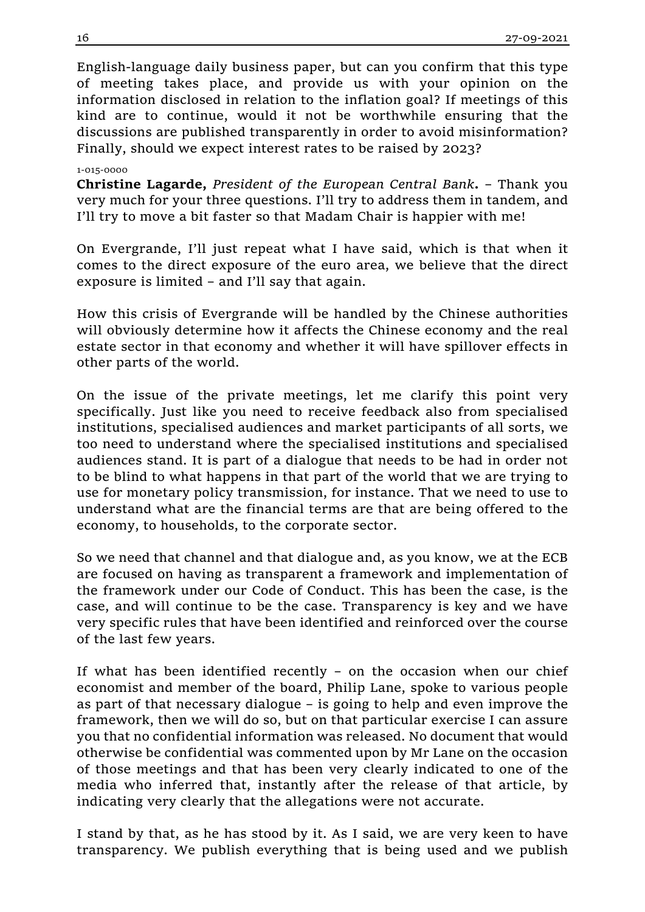English-language daily business paper, but can you confirm that this type of meeting takes place, and provide us with your opinion on the information disclosed in relation to the inflation goal? If meetings of this kind are to continue, would it not be worthwhile ensuring that the discussions are published transparently in order to avoid misinformation? Finally, should we expect interest rates to be raised by 2023?

1-015-0000

**Christine Lagarde,** *President of the European Central Bank***.** – Thank you very much for your three questions. I'll try to address them in tandem, and I'll try to move a bit faster so that Madam Chair is happier with me!

On Evergrande, I'll just repeat what I have said, which is that when it comes to the direct exposure of the euro area, we believe that the direct exposure is limited – and I'll say that again.

How this crisis of Evergrande will be handled by the Chinese authorities will obviously determine how it affects the Chinese economy and the real estate sector in that economy and whether it will have spillover effects in other parts of the world.

On the issue of the private meetings, let me clarify this point very specifically. Just like you need to receive feedback also from specialised institutions, specialised audiences and market participants of all sorts, we too need to understand where the specialised institutions and specialised audiences stand. It is part of a dialogue that needs to be had in order not to be blind to what happens in that part of the world that we are trying to use for monetary policy transmission, for instance. That we need to use to understand what are the financial terms are that are being offered to the economy, to households, to the corporate sector.

So we need that channel and that dialogue and, as you know, we at the ECB are focused on having as transparent a framework and implementation of the framework under our Code of Conduct. This has been the case, is the case, and will continue to be the case. Transparency is key and we have very specific rules that have been identified and reinforced over the course of the last few years.

If what has been identified recently – on the occasion when our chief economist and member of the board, Philip Lane, spoke to various people as part of that necessary dialogue – is going to help and even improve the framework, then we will do so, but on that particular exercise I can assure you that no confidential information was released. No document that would otherwise be confidential was commented upon by Mr Lane on the occasion of those meetings and that has been very clearly indicated to one of the media who inferred that, instantly after the release of that article, by indicating very clearly that the allegations were not accurate.

I stand by that, as he has stood by it. As I said, we are very keen to have transparency. We publish everything that is being used and we publish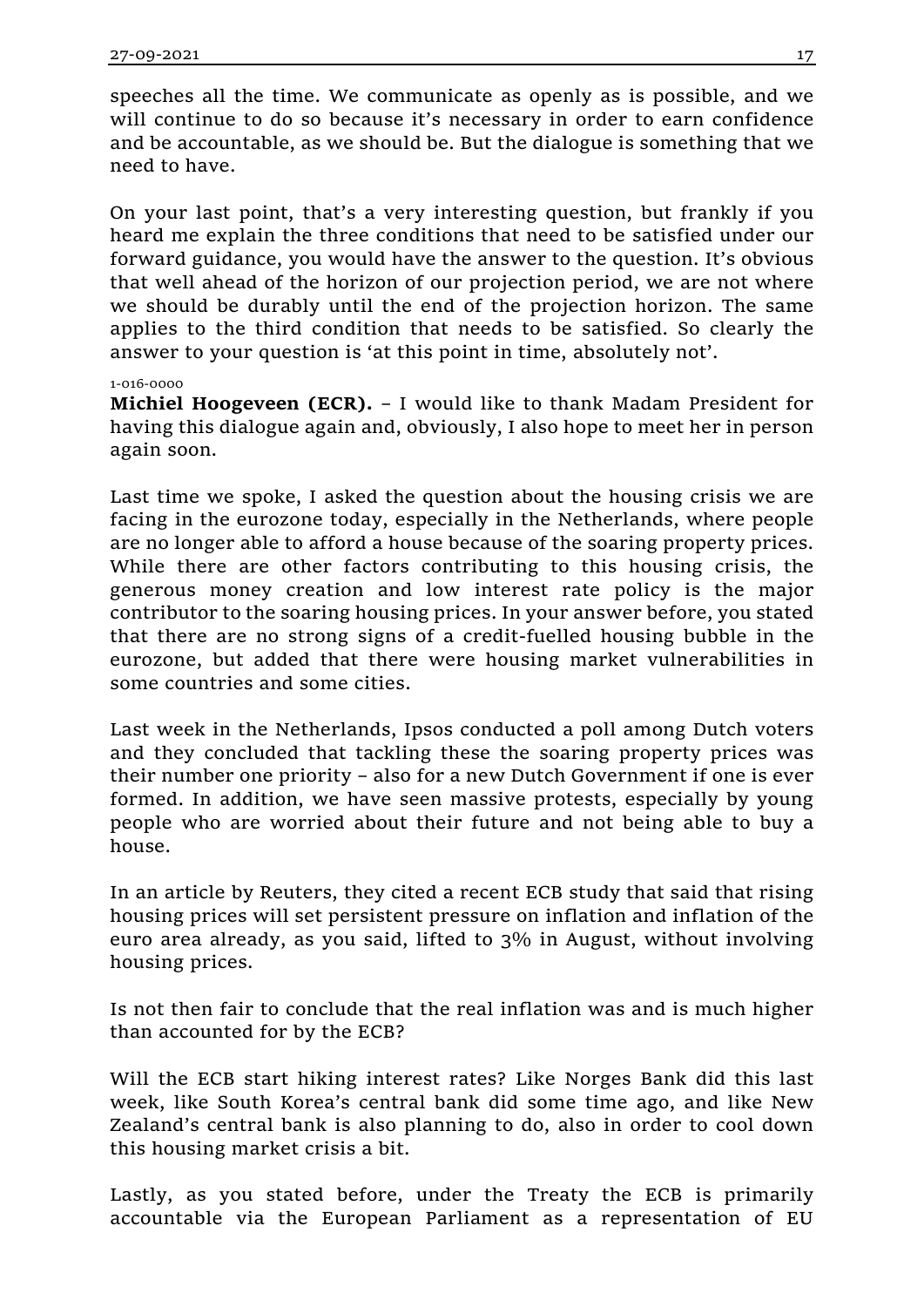speeches all the time. We communicate as openly as is possible, and we will continue to do so because it's necessary in order to earn confidence and be accountable, as we should be. But the dialogue is something that we need to have.

On your last point, that's a very interesting question, but frankly if you heard me explain the three conditions that need to be satisfied under our forward guidance, you would have the answer to the question. It's obvious that well ahead of the horizon of our projection period, we are not where we should be durably until the end of the projection horizon. The same applies to the third condition that needs to be satisfied. So clearly the answer to your question is 'at this point in time, absolutely not'.

1-016-0000

**Michiel Hoogeveen (ECR).** – I would like to thank Madam President for having this dialogue again and, obviously, I also hope to meet her in person again soon.

Last time we spoke, I asked the question about the housing crisis we are facing in the eurozone today, especially in the Netherlands, where people are no longer able to afford a house because of the soaring property prices. While there are other factors contributing to this housing crisis, the generous money creation and low interest rate policy is the major contributor to the soaring housing prices. In your answer before, you stated that there are no strong signs of a credit-fuelled housing bubble in the eurozone, but added that there were housing market vulnerabilities in some countries and some cities.

Last week in the Netherlands, Ipsos conducted a poll among Dutch voters and they concluded that tackling these the soaring property prices was their number one priority – also for a new Dutch Government if one is ever formed. In addition, we have seen massive protests, especially by young people who are worried about their future and not being able to buy a house.

In an article by Reuters, they cited a recent ECB study that said that rising housing prices will set persistent pressure on inflation and inflation of the euro area already, as you said, lifted to 3% in August, without involving housing prices.

Is not then fair to conclude that the real inflation was and is much higher than accounted for by the ECB?

Will the ECB start hiking interest rates? Like Norges Bank did this last week, like South Korea's central bank did some time ago, and like New Zealand's central bank is also planning to do, also in order to cool down this housing market crisis a bit.

Lastly, as you stated before, under the Treaty the ECB is primarily accountable via the European Parliament as a representation of EU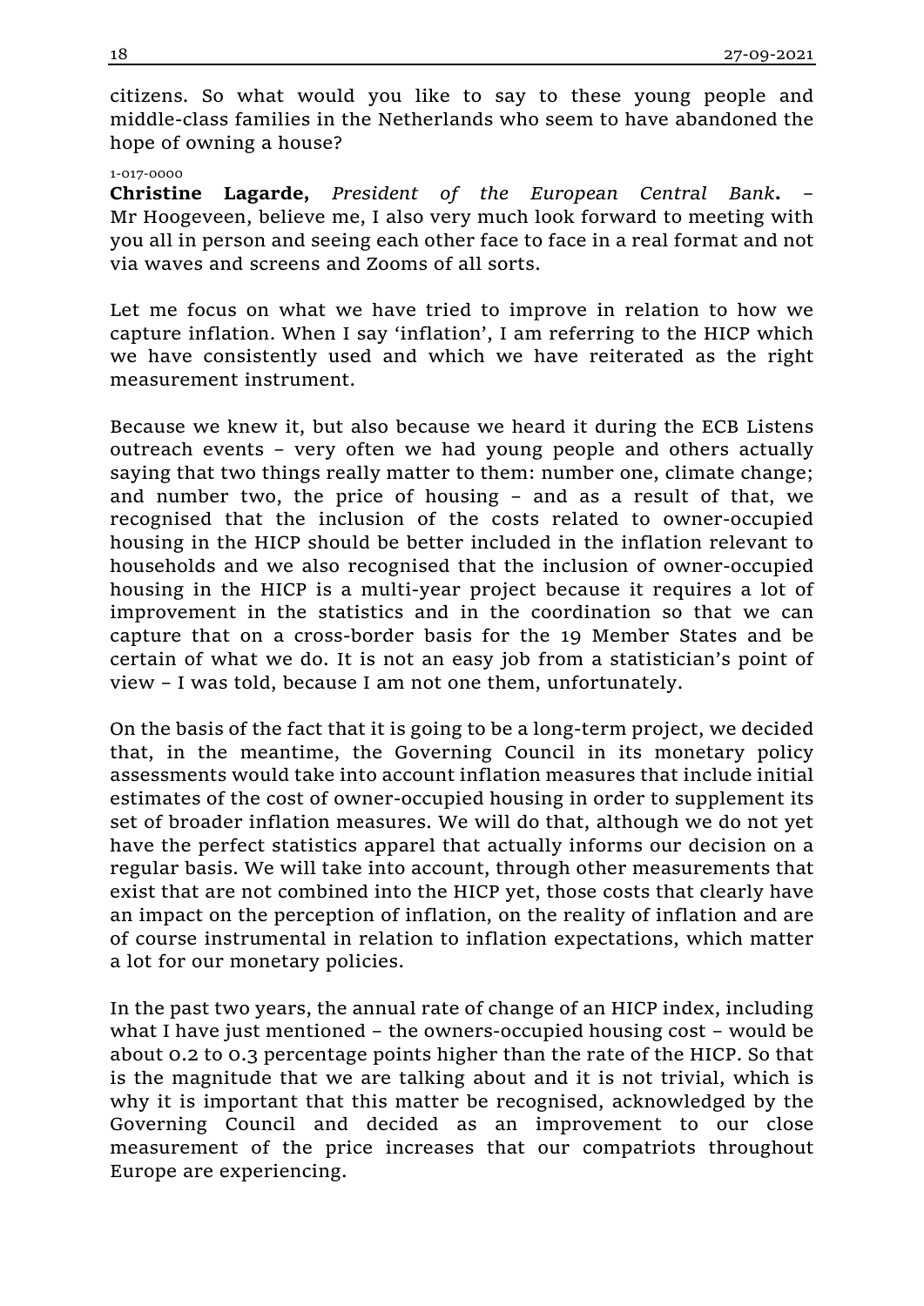citizens. So what would you like to say to these young people and middle-class families in the Netherlands who seem to have abandoned the hope of owning a house?

1-017-0000

**Christine Lagarde,** *President of the European Central Bank***.** – Mr Hoogeveen, believe me, I also very much look forward to meeting with you all in person and seeing each other face to face in a real format and not via waves and screens and Zooms of all sorts.

Let me focus on what we have tried to improve in relation to how we capture inflation. When I say 'inflation', I am referring to the HICP which we have consistently used and which we have reiterated as the right measurement instrument.

Because we knew it, but also because we heard it during the ECB Listens outreach events – very often we had young people and others actually saying that two things really matter to them: number one, climate change; and number two, the price of housing – and as a result of that, we recognised that the inclusion of the costs related to owner-occupied housing in the HICP should be better included in the inflation relevant to households and we also recognised that the inclusion of owner-occupied housing in the HICP is a multi-year project because it requires a lot of improvement in the statistics and in the coordination so that we can capture that on a cross-border basis for the 19 Member States and be certain of what we do. It is not an easy job from a statistician's point of view – I was told, because I am not one them, unfortunately.

On the basis of the fact that it is going to be a long-term project, we decided that, in the meantime, the Governing Council in its monetary policy assessments would take into account inflation measures that include initial estimates of the cost of owner-occupied housing in order to supplement its set of broader inflation measures. We will do that, although we do not yet have the perfect statistics apparel that actually informs our decision on a regular basis. We will take into account, through other measurements that exist that are not combined into the HICP yet, those costs that clearly have an impact on the perception of inflation, on the reality of inflation and are of course instrumental in relation to inflation expectations, which matter a lot for our monetary policies.

In the past two years, the annual rate of change of an HICP index, including what I have just mentioned – the owners-occupied housing cost – would be about 0.2 to 0.3 percentage points higher than the rate of the HICP. So that is the magnitude that we are talking about and it is not trivial, which is why it is important that this matter be recognised, acknowledged by the Governing Council and decided as an improvement to our close measurement of the price increases that our compatriots throughout Europe are experiencing.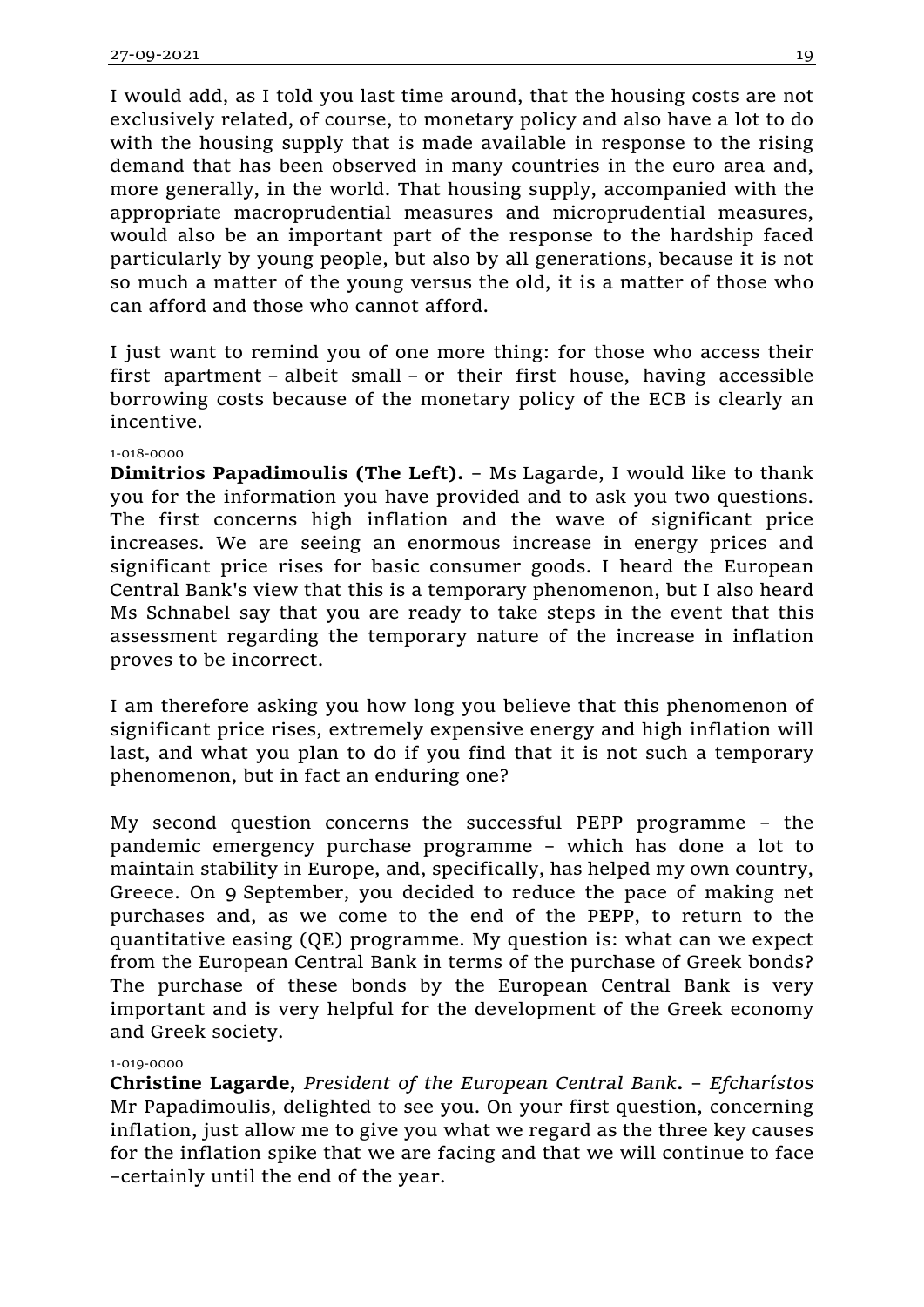I would add, as I told you last time around, that the housing costs are not exclusively related, of course, to monetary policy and also have a lot to do with the housing supply that is made available in response to the rising demand that has been observed in many countries in the euro area and, more generally, in the world. That housing supply, accompanied with the appropriate macroprudential measures and microprudential measures, would also be an important part of the response to the hardship faced particularly by young people, but also by all generations, because it is not so much a matter of the young versus the old, it is a matter of those who can afford and those who cannot afford.

I just want to remind you of one more thing: for those who access their first apartment – albeit small – or their first house, having accessible borrowing costs because of the monetary policy of the ECB is clearly an incentive.

1-018-0000

**Dimitrios Papadimoulis (The Left).** – Ms Lagarde, I would like to thank you for the information you have provided and to ask you two questions. The first concerns high inflation and the wave of significant price increases. We are seeing an enormous increase in energy prices and significant price rises for basic consumer goods. I heard the European Central Bank's view that this is a temporary phenomenon, but I also heard Ms Schnabel say that you are ready to take steps in the event that this assessment regarding the temporary nature of the increase in inflation proves to be incorrect.

I am therefore asking you how long you believe that this phenomenon of significant price rises, extremely expensive energy and high inflation will last, and what you plan to do if you find that it is not such a temporary phenomenon, but in fact an enduring one?

My second question concerns the successful PEPP programme – the pandemic emergency purchase programme – which has done a lot to maintain stability in Europe, and, specifically, has helped my own country, Greece. On 9 September, you decided to reduce the pace of making net purchases and, as we come to the end of the PEPP, to return to the quantitative easing (QE) programme. My question is: what can we expect from the European Central Bank in terms of the purchase of Greek bonds? The purchase of these bonds by the European Central Bank is very important and is very helpful for the development of the Greek economy and Greek society.

1-019-0000

**Christine Lagarde,** *President of the European Central Bank***.** – *Efcharístos* Mr Papadimoulis, delighted to see you. On your first question, concerning inflation, just allow me to give you what we regard as the three key causes for the inflation spike that we are facing and that we will continue to face –certainly until the end of the year.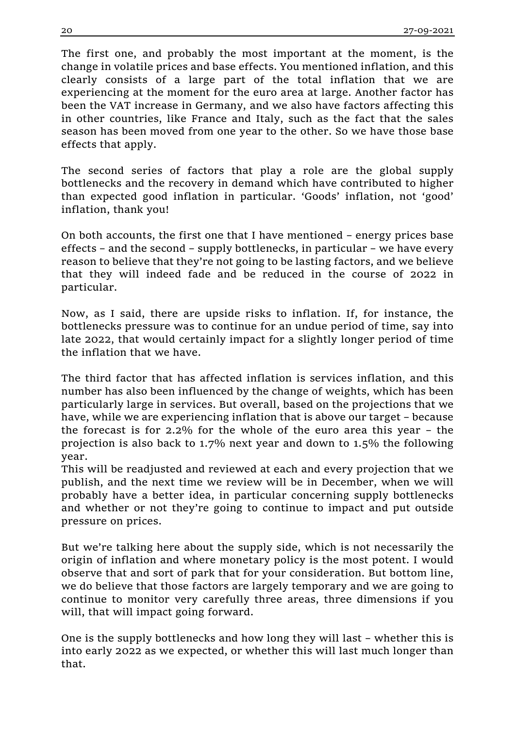The first one, and probably the most important at the moment, is the change in volatile prices and base effects. You mentioned inflation, and this clearly consists of a large part of the total inflation that we are experiencing at the moment for the euro area at large. Another factor has been the VAT increase in Germany, and we also have factors affecting this in other countries, like France and Italy, such as the fact that the sales season has been moved from one year to the other. So we have those base effects that apply.

The second series of factors that play a role are the global supply bottlenecks and the recovery in demand which have contributed to higher than expected good inflation in particular. 'Goods' inflation, not 'good' inflation, thank you!

On both accounts, the first one that I have mentioned – energy prices base effects – and the second – supply bottlenecks, in particular – we have every reason to believe that they're not going to be lasting factors, and we believe that they will indeed fade and be reduced in the course of 2022 in particular.

Now, as I said, there are upside risks to inflation. If, for instance, the bottlenecks pressure was to continue for an undue period of time, say into late 2022, that would certainly impact for a slightly longer period of time the inflation that we have.

The third factor that has affected inflation is services inflation, and this number has also been influenced by the change of weights, which has been particularly large in services. But overall, based on the projections that we have, while we are experiencing inflation that is above our target – because the forecast is for 2.2% for the whole of the euro area this year – the projection is also back to 1.7% next year and down to 1.5% the following year.
This will be readjusted and reviewed at each and every projection that we publish, and the next time we review will be in December, when we will probably have a better idea, in particular concerning supply bottlenecks and whether or not they're going to continue to impact and put outside pressure on prices.

But we're talking here about the supply side, which is not necessarily the origin of inflation and where monetary policy is the most potent. I would observe that and sort of park that for your consideration. But bottom line, we do believe that those factors are largely temporary and we are going to continue to monitor very carefully three areas, three dimensions if you will, that will impact going forward.

One is the supply bottlenecks and how long they will last – whether this is into early 2022 as we expected, or whether this will last much longer than that.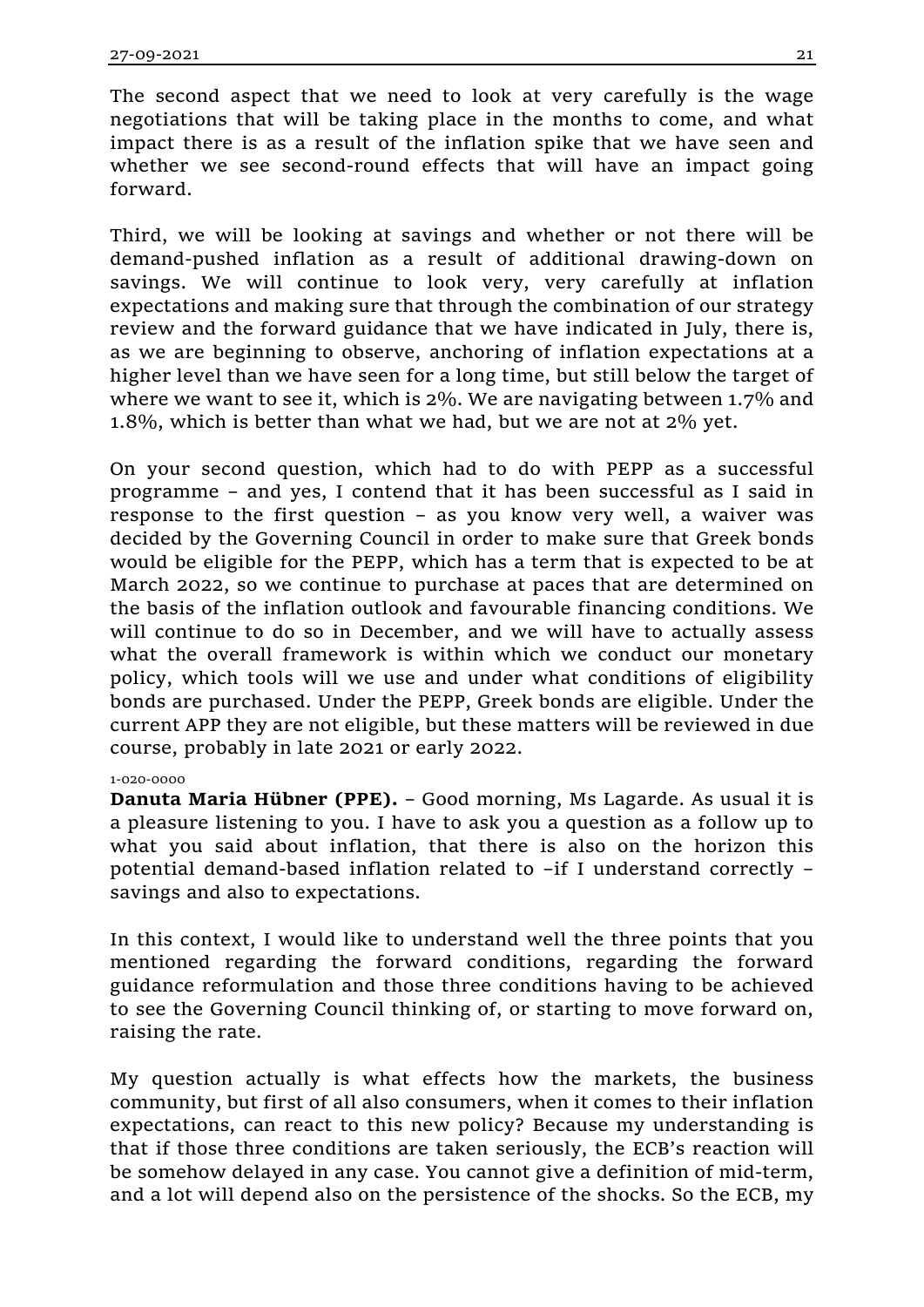The second aspect that we need to look at very carefully is the wage negotiations that will be taking place in the months to come, and what impact there is as a result of the inflation spike that we have seen and whether we see second-round effects that will have an impact going forward.

Third, we will be looking at savings and whether or not there will be demand-pushed inflation as a result of additional drawing-down on savings. We will continue to look very, very carefully at inflation expectations and making sure that through the combination of our strategy review and the forward guidance that we have indicated in July, there is, as we are beginning to observe, anchoring of inflation expectations at a higher level than we have seen for a long time, but still below the target of where we want to see it, which is 2%. We are navigating between 1.7% and 1.8%, which is better than what we had, but we are not at 2% yet.

On your second question, which had to do with PEPP as a successful programme – and yes, I contend that it has been successful as I said in response to the first question – as you know very well, a waiver was decided by the Governing Council in order to make sure that Greek bonds would be eligible for the PEPP, which has a term that is expected to be at March 2022, so we continue to purchase at paces that are determined on the basis of the inflation outlook and favourable financing conditions. We will continue to do so in December, and we will have to actually assess what the overall framework is within which we conduct our monetary policy, which tools will we use and under what conditions of eligibility bonds are purchased. Under the PEPP, Greek bonds are eligible. Under the current APP they are not eligible, but these matters will be reviewed in due course, probably in late 2021 or early 2022.

1-020-0000

**Danuta Maria Hübner (PPE).** – Good morning, Ms Lagarde. As usual it is a pleasure listening to you. I have to ask you a question as a follow up to what you said about inflation, that there is also on the horizon this potential demand-based inflation related to –if I understand correctly – savings and also to expectations.

In this context, I would like to understand well the three points that you mentioned regarding the forward conditions, regarding the forward guidance reformulation and those three conditions having to be achieved to see the Governing Council thinking of, or starting to move forward on, raising the rate.

My question actually is what effects how the markets, the business community, but first of all also consumers, when it comes to their inflation expectations, can react to this new policy? Because my understanding is that if those three conditions are taken seriously, the ECB's reaction will be somehow delayed in any case. You cannot give a definition of mid-term, and a lot will depend also on the persistence of the shocks. So the ECB, my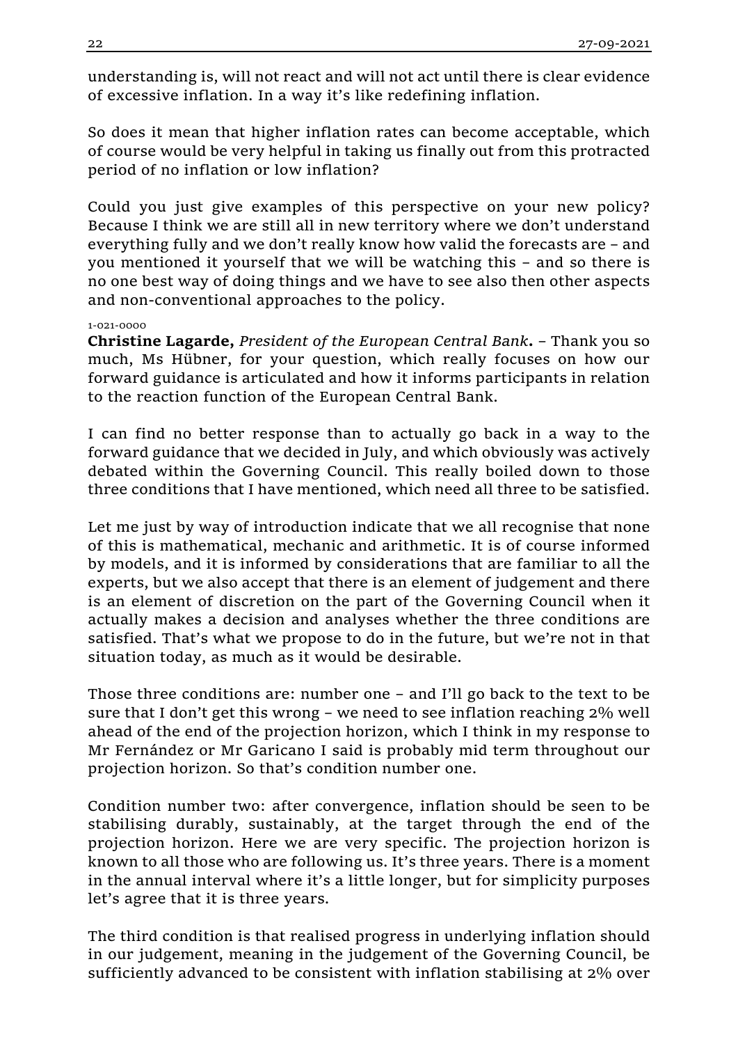understanding is, will not react and will not act until there is clear evidence of excessive inflation. In a way it's like redefining inflation.

So does it mean that higher inflation rates can become acceptable, which of course would be very helpful in taking us finally out from this protracted period of no inflation or low inflation?

Could you just give examples of this perspective on your new policy? Because I think we are still all in new territory where we don't understand everything fully and we don't really know how valid the forecasts are – and you mentioned it yourself that we will be watching this – and so there is no one best way of doing things and we have to see also then other aspects and non-conventional approaches to the policy.

1-021-0000

**Christine Lagarde,** *President of the European Central Bank***.** – Thank you so much, Ms Hübner, for your question, which really focuses on how our forward guidance is articulated and how it informs participants in relation to the reaction function of the European Central Bank.

I can find no better response than to actually go back in a way to the forward guidance that we decided in July, and which obviously was actively debated within the Governing Council. This really boiled down to those three conditions that I have mentioned, which need all three to be satisfied.

Let me just by way of introduction indicate that we all recognise that none of this is mathematical, mechanic and arithmetic. It is of course informed by models, and it is informed by considerations that are familiar to all the experts, but we also accept that there is an element of judgement and there is an element of discretion on the part of the Governing Council when it actually makes a decision and analyses whether the three conditions are satisfied. That's what we propose to do in the future, but we're not in that situation today, as much as it would be desirable.

Those three conditions are: number one – and I'll go back to the text to be sure that I don't get this wrong – we need to see inflation reaching 2% well ahead of the end of the projection horizon, which I think in my response to Mr Fernández or Mr Garicano I said is probably mid term throughout our projection horizon. So that's condition number one.

Condition number two: after convergence, inflation should be seen to be stabilising durably, sustainably, at the target through the end of the projection horizon. Here we are very specific. The projection horizon is known to all those who are following us. It's three years. There is a moment in the annual interval where it's a little longer, but for simplicity purposes let's agree that it is three years.

The third condition is that realised progress in underlying inflation should in our judgement, meaning in the judgement of the Governing Council, be sufficiently advanced to be consistent with inflation stabilising at 2% over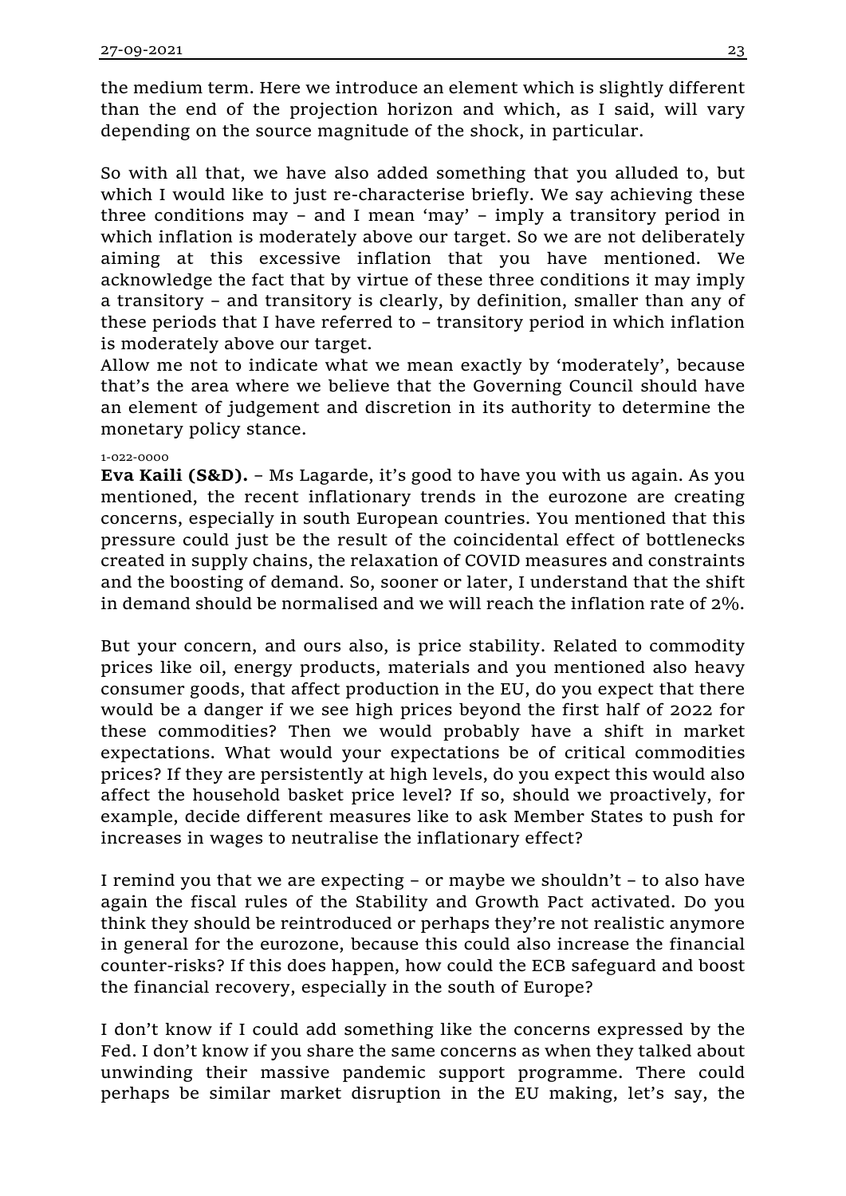the medium term. Here we introduce an element which is slightly different than the end of the projection horizon and which, as I said, will vary depending on the source magnitude of the shock, in particular.

So with all that, we have also added something that you alluded to, but which I would like to just re-characterise briefly. We say achieving these three conditions may – and I mean 'may' – imply a transitory period in which inflation is moderately above our target. So we are not deliberately aiming at this excessive inflation that you have mentioned. We acknowledge the fact that by virtue of these three conditions it may imply a transitory – and transitory is clearly, by definition, smaller than any of these periods that I have referred to – transitory period in which inflation is moderately above our target.
Allow me not to indicate what we mean exactly by 'moderately', because that's the area where we believe that the Governing Council should have an element of judgement and discretion in its authority to determine the monetary policy stance.

1-022-0000

**Eva Kaili (S&D).** – Ms Lagarde, it's good to have you with us again. As you mentioned, the recent inflationary trends in the eurozone are creating concerns, especially in south European countries. You mentioned that this pressure could just be the result of the coincidental effect of bottlenecks created in supply chains, the relaxation of COVID measures and constraints and the boosting of demand. So, sooner or later, I understand that the shift in demand should be normalised and we will reach the inflation rate of 2%.

But your concern, and ours also, is price stability. Related to commodity prices like oil, energy products, materials and you mentioned also heavy consumer goods, that affect production in the EU, do you expect that there would be a danger if we see high prices beyond the first half of 2022 for these commodities? Then we would probably have a shift in market expectations. What would your expectations be of critical commodities prices? If they are persistently at high levels, do you expect this would also affect the household basket price level? If so, should we proactively, for example, decide different measures like to ask Member States to push for increases in wages to neutralise the inflationary effect?

I remind you that we are expecting – or maybe we shouldn't – to also have again the fiscal rules of the Stability and Growth Pact activated. Do you think they should be reintroduced or perhaps they're not realistic anymore in general for the eurozone, because this could also increase the financial counter-risks? If this does happen, how could the ECB safeguard and boost the financial recovery, especially in the south of Europe?

I don't know if I could add something like the concerns expressed by the Fed. I don't know if you share the same concerns as when they talked about unwinding their massive pandemic support programme. There could perhaps be similar market disruption in the EU making, let's say, the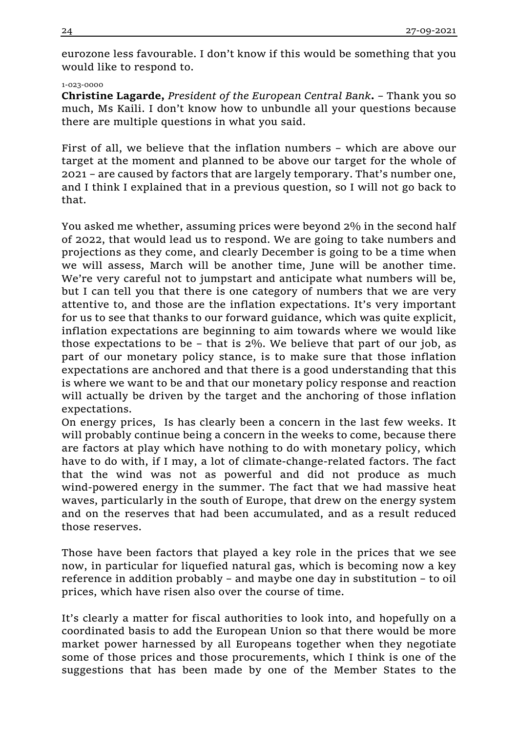eurozone less favourable. I don't know if this would be something that you would like to respond to.

1-023-0000

**Christine Lagarde,** *President of the European Central Bank***.** – Thank you so much, Ms Kaili. I don't know how to unbundle all your questions because there are multiple questions in what you said.

First of all, we believe that the inflation numbers – which are above our target at the moment and planned to be above our target for the whole of 2021 – are caused by factors that are largely temporary. That's number one, and I think I explained that in a previous question, so I will not go back to that.

You asked me whether, assuming prices were beyond 2% in the second half of 2022, that would lead us to respond. We are going to take numbers and projections as they come, and clearly December is going to be a time when we will assess, March will be another time, June will be another time. We're very careful not to jumpstart and anticipate what numbers will be, but I can tell you that there is one category of numbers that we are very attentive to, and those are the inflation expectations. It's very important for us to see that thanks to our forward guidance, which was quite explicit, inflation expectations are beginning to aim towards where we would like those expectations to be – that is 2%. We believe that part of our job, as part of our monetary policy stance, is to make sure that those inflation expectations are anchored and that there is a good understanding that this is where we want to be and that our monetary policy response and reaction will actually be driven by the target and the anchoring of those inflation expectations.

On energy prices, Is has clearly been a concern in the last few weeks. It will probably continue being a concern in the weeks to come, because there are factors at play which have nothing to do with monetary policy, which have to do with, if I may, a lot of climate-change-related factors. The fact that the wind was not as powerful and did not produce as much wind-powered energy in the summer. The fact that we had massive heat waves, particularly in the south of Europe, that drew on the energy system and on the reserves that had been accumulated, and as a result reduced those reserves.

Those have been factors that played a key role in the prices that we see now, in particular for liquefied natural gas, which is becoming now a key reference in addition probably – and maybe one day in substitution – to oil prices, which have risen also over the course of time.

It's clearly a matter for fiscal authorities to look into, and hopefully on a coordinated basis to add the European Union so that there would be more market power harnessed by all Europeans together when they negotiate some of those prices and those procurements, which I think is one of the suggestions that has been made by one of the Member States to the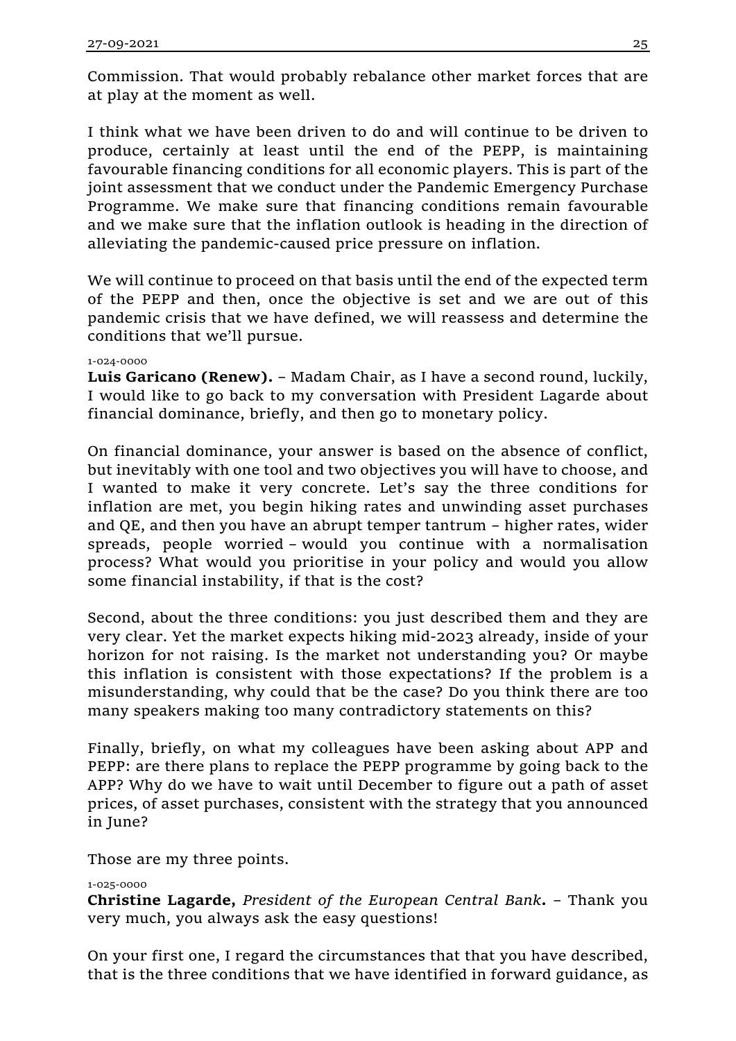Commission. That would probably rebalance other market forces that are at play at the moment as well.

I think what we have been driven to do and will continue to be driven to produce, certainly at least until the end of the PEPP, is maintaining favourable financing conditions for all economic players. This is part of the joint assessment that we conduct under the Pandemic Emergency Purchase Programme. We make sure that financing conditions remain favourable and we make sure that the inflation outlook is heading in the direction of alleviating the pandemic-caused price pressure on inflation.

We will continue to proceed on that basis until the end of the expected term of the PEPP and then, once the objective is set and we are out of this pandemic crisis that we have defined, we will reassess and determine the conditions that we'll pursue.

1-024-0000

**Luis Garicano (Renew).** – Madam Chair, as I have a second round, luckily, I would like to go back to my conversation with President Lagarde about financial dominance, briefly, and then go to monetary policy.

On financial dominance, your answer is based on the absence of conflict, but inevitably with one tool and two objectives you will have to choose, and I wanted to make it very concrete. Let's say the three conditions for inflation are met, you begin hiking rates and unwinding asset purchases and QE, and then you have an abrupt temper tantrum – higher rates, wider spreads, people worried – would you continue with a normalisation process? What would you prioritise in your policy and would you allow some financial instability, if that is the cost?

Second, about the three conditions: you just described them and they are very clear. Yet the market expects hiking mid-2023 already, inside of your horizon for not raising. Is the market not understanding you? Or maybe this inflation is consistent with those expectations? If the problem is a misunderstanding, why could that be the case? Do you think there are too many speakers making too many contradictory statements on this?

Finally, briefly, on what my colleagues have been asking about APP and PEPP: are there plans to replace the PEPP programme by going back to the APP? Why do we have to wait until December to figure out a path of asset prices, of asset purchases, consistent with the strategy that you announced in June?

Those are my three points.

1-025-0000

**Christine Lagarde,** *President of the European Central Bank***.** – Thank you very much, you always ask the easy questions!

On your first one, I regard the circumstances that that you have described, that is the three conditions that we have identified in forward guidance, as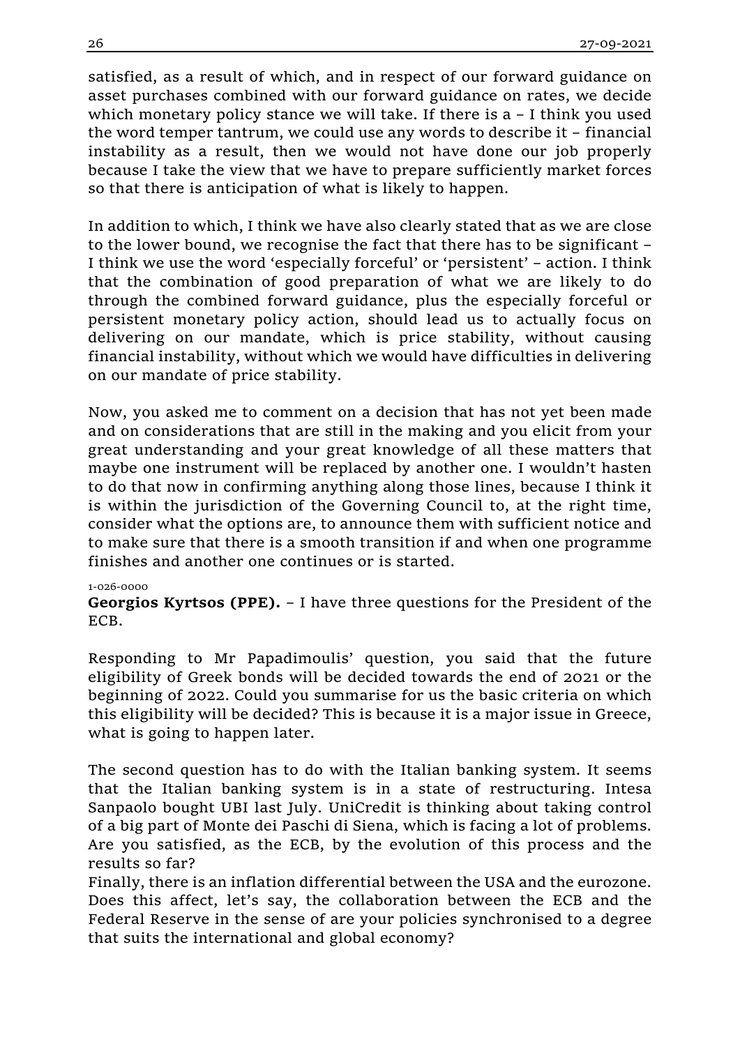satisfied, as a result of which, and in respect of our forward guidance on asset purchases combined with our forward guidance on rates, we decide which monetary policy stance we will take. If there is a – I think you used the word temper tantrum, we could use any words to describe it – financial instability as a result, then we would not have done our job properly because I take the view that we have to prepare sufficiently market forces so that there is anticipation of what is likely to happen.

In addition to which, I think we have also clearly stated that as we are close to the lower bound, we recognise the fact that there has to be significant – I think we use the word 'especially forceful' or 'persistent' – action. I think that the combination of good preparation of what we are likely to do through the combined forward guidance, plus the especially forceful or persistent monetary policy action, should lead us to actually focus on delivering on our mandate, which is price stability, without causing financial instability, without which we would have difficulties in delivering on our mandate of price stability.

Now, you asked me to comment on a decision that has not yet been made and on considerations that are still in the making and you elicit from your great understanding and your great knowledge of all these matters that maybe one instrument will be replaced by another one. I wouldn't hasten to do that now in confirming anything along those lines, because I think it is within the jurisdiction of the Governing Council to, at the right time, consider what the options are, to announce them with sufficient notice and to make sure that there is a smooth transition if and when one programme finishes and another one continues or is started.

1-026-0000

**Georgios Kyrtsos (PPE).** – I have three questions for the President of the ECB.

Responding to Mr Papadimoulis' question, you said that the future eligibility of Greek bonds will be decided towards the end of 2021 or the beginning of 2022. Could you summarise for us the basic criteria on which this eligibility will be decided? This is because it is a major issue in Greece, what is going to happen later.

The second question has to do with the Italian banking system. It seems that the Italian banking system is in a state of restructuring. Intesa Sanpaolo bought UBI last July. UniCredit is thinking about taking control of a big part of Monte dei Paschi di Siena, which is facing a lot of problems. Are you satisfied, as the ECB, by the evolution of this process and the results so far?

Finally, there is an inflation differential between the USA and the eurozone. Does this affect, let's say, the collaboration between the ECB and the Federal Reserve in the sense of are your policies synchronised to a degree that suits the international and global economy?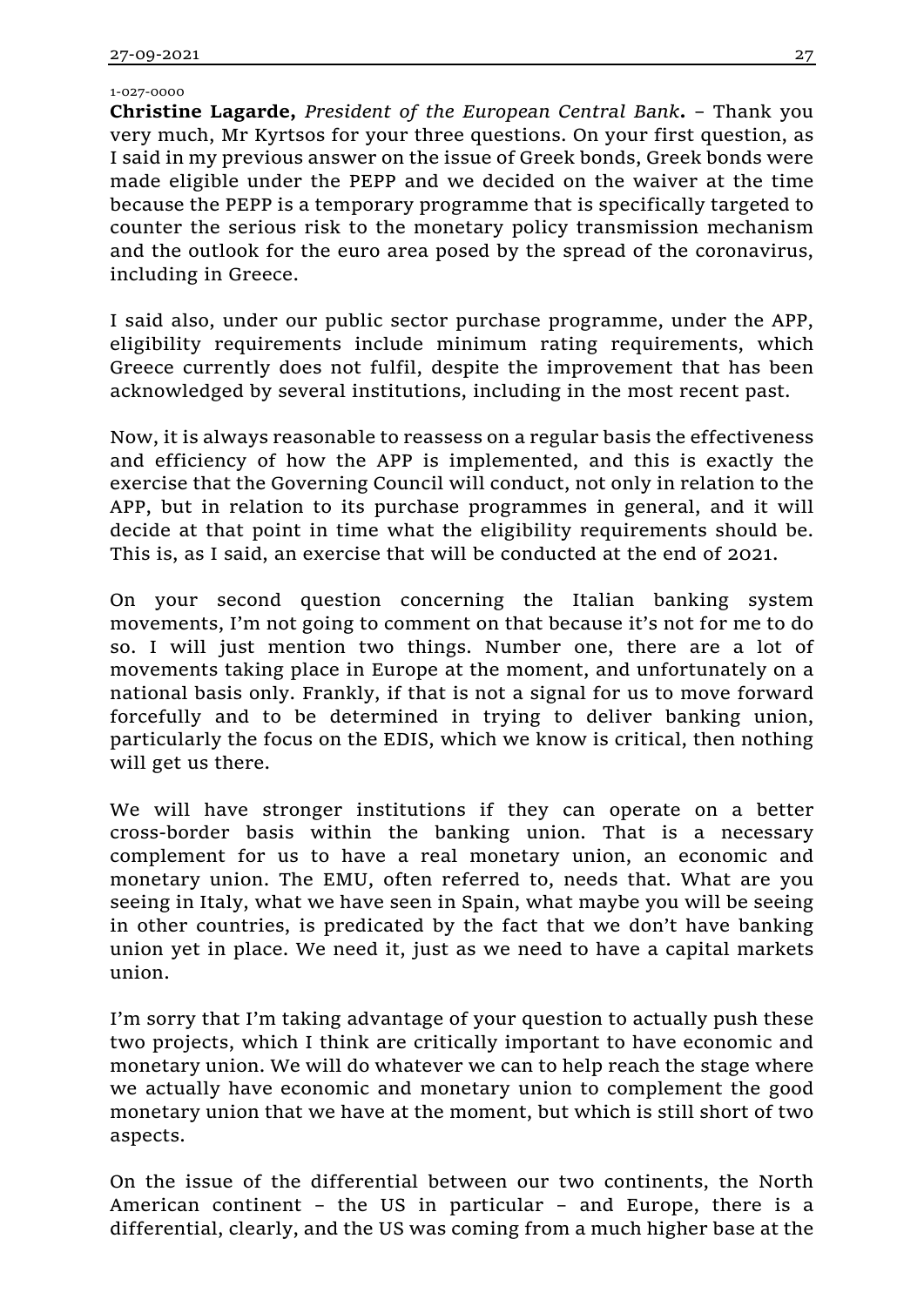1-027-0000

**Christine Lagarde,** *President of the European Central Bank***.** – Thank you very much, Mr Kyrtsos for your three questions. On your first question, as I said in my previous answer on the issue of Greek bonds, Greek bonds were made eligible under the PEPP and we decided on the waiver at the time because the PEPP is a temporary programme that is specifically targeted to counter the serious risk to the monetary policy transmission mechanism and the outlook for the euro area posed by the spread of the coronavirus, including in Greece.

I said also, under our public sector purchase programme, under the APP, eligibility requirements include minimum rating requirements, which Greece currently does not fulfil, despite the improvement that has been acknowledged by several institutions, including in the most recent past.

Now, it is always reasonable to reassess on a regular basis the effectiveness and efficiency of how the APP is implemented, and this is exactly the exercise that the Governing Council will conduct, not only in relation to the APP, but in relation to its purchase programmes in general, and it will decide at that point in time what the eligibility requirements should be. This is, as I said, an exercise that will be conducted at the end of 2021.

On your second question concerning the Italian banking system movements, I'm not going to comment on that because it's not for me to do so. I will just mention two things. Number one, there are a lot of movements taking place in Europe at the moment, and unfortunately on a national basis only. Frankly, if that is not a signal for us to move forward forcefully and to be determined in trying to deliver banking union, particularly the focus on the EDIS, which we know is critical, then nothing will get us there.

We will have stronger institutions if they can operate on a better cross-border basis within the banking union. That is a necessary complement for us to have a real monetary union, an economic and monetary union. The EMU, often referred to, needs that. What are you seeing in Italy, what we have seen in Spain, what maybe you will be seeing in other countries, is predicated by the fact that we don't have banking union yet in place. We need it, just as we need to have a capital markets union.

I'm sorry that I'm taking advantage of your question to actually push these two projects, which I think are critically important to have economic and monetary union. We will do whatever we can to help reach the stage where we actually have economic and monetary union to complement the good monetary union that we have at the moment, but which is still short of two aspects.

On the issue of the differential between our two continents, the North American continent – the US in particular – and Europe, there is a differential, clearly, and the US was coming from a much higher base at the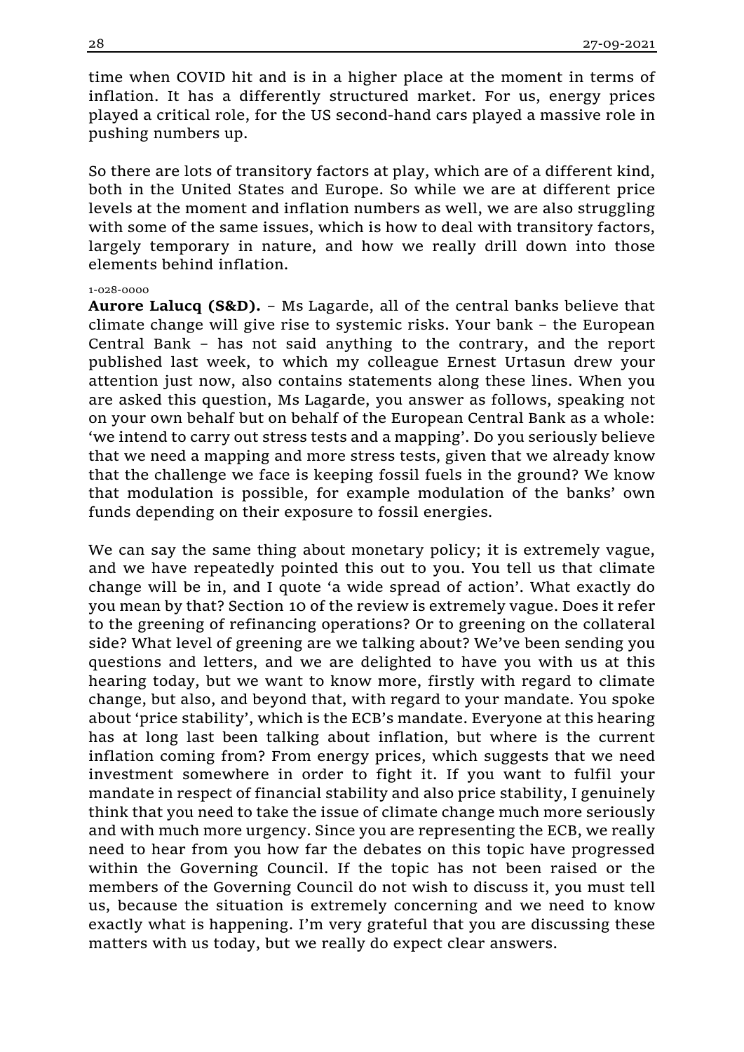time when COVID hit and is in a higher place at the moment in terms of inflation. It has a differently structured market. For us, energy prices played a critical role, for the US second-hand cars played a massive role in pushing numbers up.

So there are lots of transitory factors at play, which are of a different kind, both in the United States and Europe. So while we are at different price levels at the moment and inflation numbers as well, we are also struggling with some of the same issues, which is how to deal with transitory factors, largely temporary in nature, and how we really drill down into those elements behind inflation.

1-028-0000

**Aurore Lalucq (S&D).** – Ms Lagarde, all of the central banks believe that climate change will give rise to systemic risks. Your bank – the European Central Bank – has not said anything to the contrary, and the report published last week, to which my colleague Ernest Urtasun drew your attention just now, also contains statements along these lines. When you are asked this question, Ms Lagarde, you answer as follows, speaking not on your own behalf but on behalf of the European Central Bank as a whole: 'we intend to carry out stress tests and a mapping'. Do you seriously believe that we need a mapping and more stress tests, given that we already know that the challenge we face is keeping fossil fuels in the ground? We know that modulation is possible, for example modulation of the banks' own funds depending on their exposure to fossil energies.

We can say the same thing about monetary policy; it is extremely vague, and we have repeatedly pointed this out to you. You tell us that climate change will be in, and I quote 'a wide spread of action'. What exactly do you mean by that? Section 10 of the review is extremely vague. Does it refer to the greening of refinancing operations? Or to greening on the collateral side? What level of greening are we talking about? We've been sending you questions and letters, and we are delighted to have you with us at this hearing today, but we want to know more, firstly with regard to climate change, but also, and beyond that, with regard to your mandate. You spoke about 'price stability', which is the ECB's mandate. Everyone at this hearing has at long last been talking about inflation, but where is the current inflation coming from? From energy prices, which suggests that we need investment somewhere in order to fight it. If you want to fulfil your mandate in respect of financial stability and also price stability, I genuinely think that you need to take the issue of climate change much more seriously and with much more urgency. Since you are representing the ECB, we really need to hear from you how far the debates on this topic have progressed within the Governing Council. If the topic has not been raised or the members of the Governing Council do not wish to discuss it, you must tell us, because the situation is extremely concerning and we need to know exactly what is happening. I'm very grateful that you are discussing these matters with us today, but we really do expect clear answers.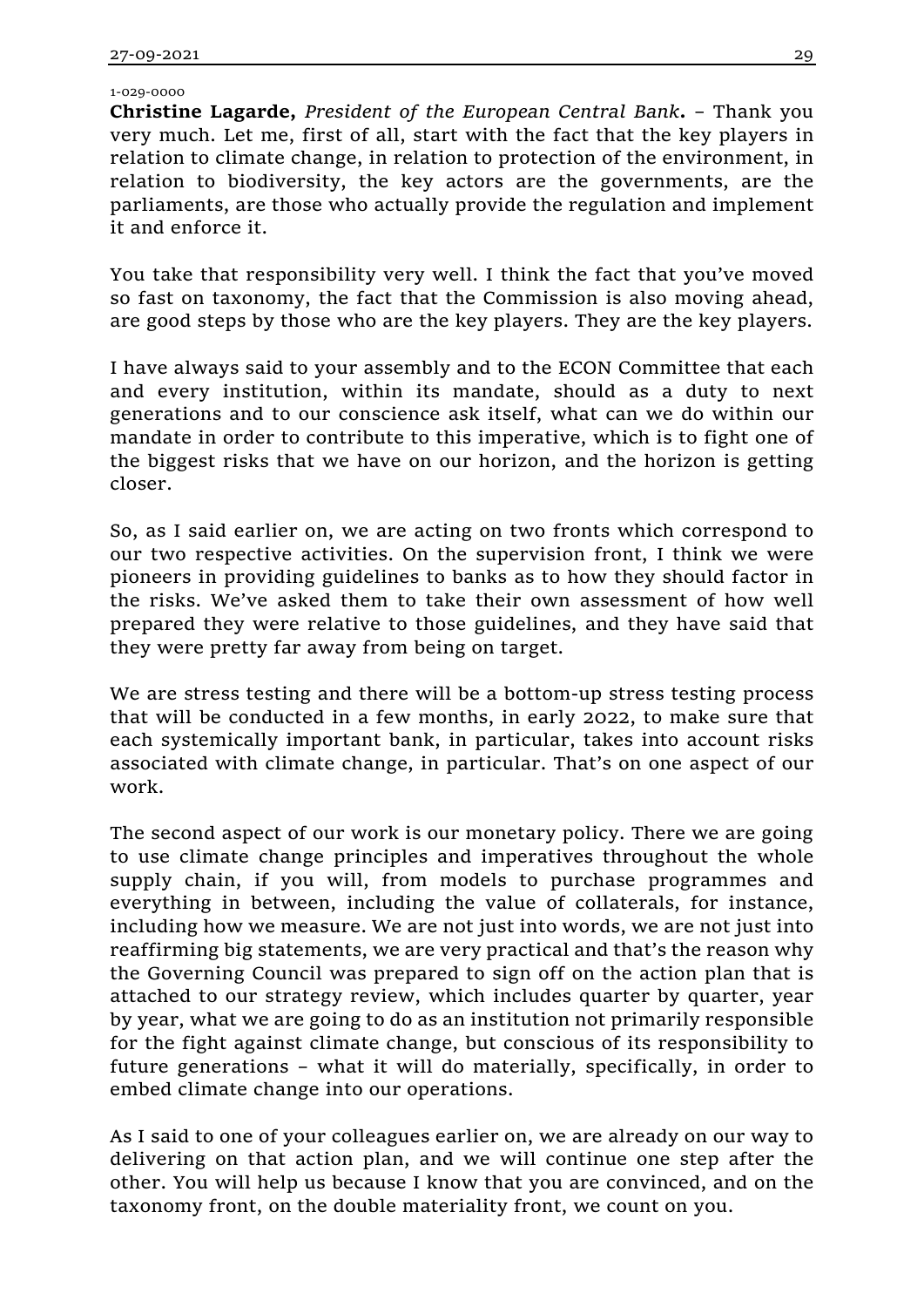1-029-0000

**Christine Lagarde,** *President of the European Central Bank***.** – Thank you very much. Let me, first of all, start with the fact that the key players in relation to climate change, in relation to protection of the environment, in relation to biodiversity, the key actors are the governments, are the parliaments, are those who actually provide the regulation and implement it and enforce it.

You take that responsibility very well. I think the fact that you've moved so fast on taxonomy, the fact that the Commission is also moving ahead, are good steps by those who are the key players. They are the key players.

I have always said to your assembly and to the ECON Committee that each and every institution, within its mandate, should as a duty to next generations and to our conscience ask itself, what can we do within our mandate in order to contribute to this imperative, which is to fight one of the biggest risks that we have on our horizon, and the horizon is getting closer.

So, as I said earlier on, we are acting on two fronts which correspond to our two respective activities. On the supervision front, I think we were pioneers in providing guidelines to banks as to how they should factor in the risks. We've asked them to take their own assessment of how well prepared they were relative to those guidelines, and they have said that they were pretty far away from being on target.

We are stress testing and there will be a bottom-up stress testing process that will be conducted in a few months, in early 2022, to make sure that each systemically important bank, in particular, takes into account risks associated with climate change, in particular. That's on one aspect of our work.

The second aspect of our work is our monetary policy. There we are going to use climate change principles and imperatives throughout the whole supply chain, if you will, from models to purchase programmes and everything in between, including the value of collaterals, for instance, including how we measure. We are not just into words, we are not just into reaffirming big statements, we are very practical and that's the reason why the Governing Council was prepared to sign off on the action plan that is attached to our strategy review, which includes quarter by quarter, year by year, what we are going to do as an institution not primarily responsible for the fight against climate change, but conscious of its responsibility to future generations – what it will do materially, specifically, in order to embed climate change into our operations.

As I said to one of your colleagues earlier on, we are already on our way to delivering on that action plan, and we will continue one step after the other. You will help us because I know that you are convinced, and on the taxonomy front, on the double materiality front, we count on you.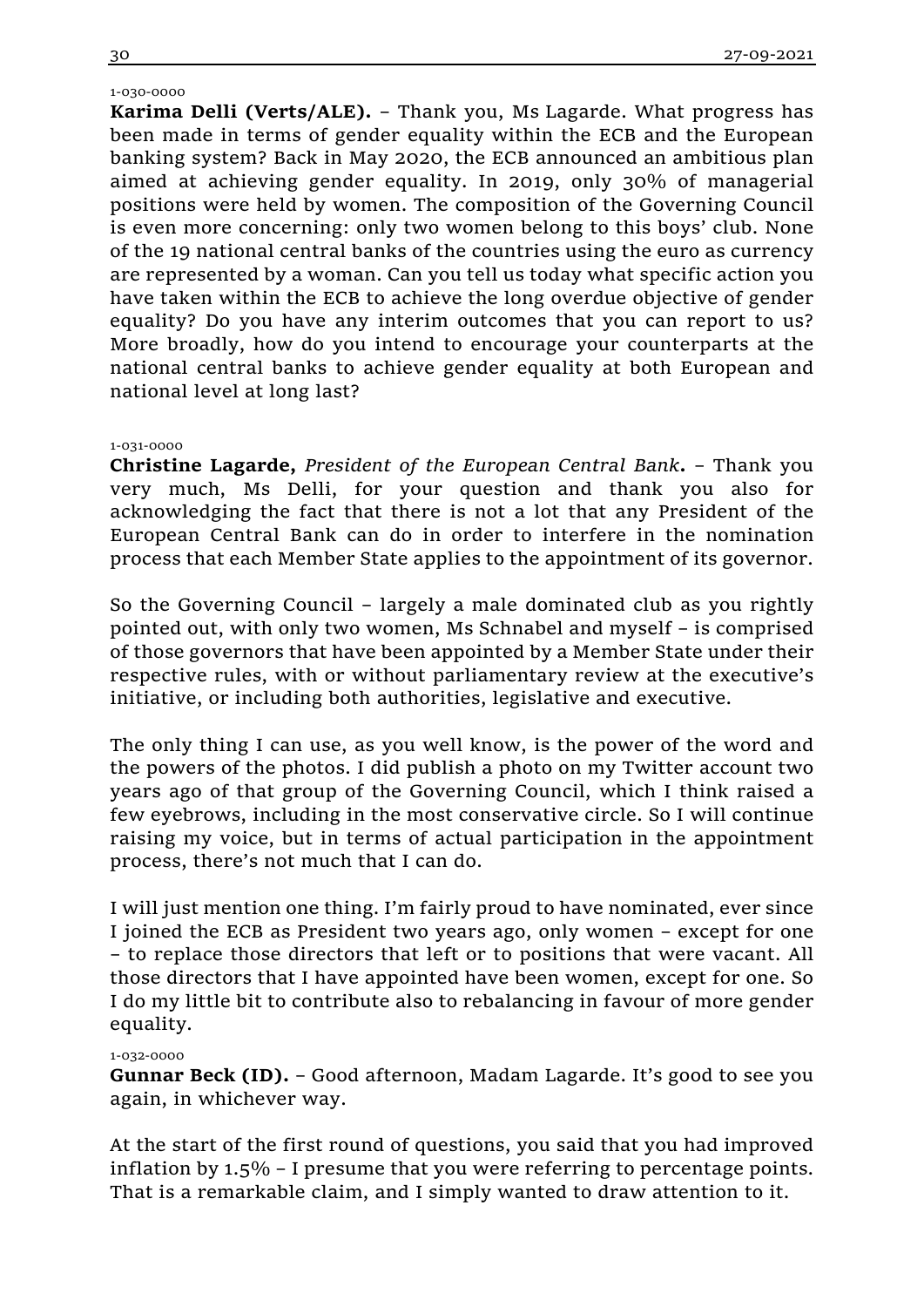1-030-0000

**Karima Delli (Verts/ALE).** – Thank you, Ms Lagarde. What progress has been made in terms of gender equality within the ECB and the European banking system? Back in May 2020, the ECB announced an ambitious plan aimed at achieving gender equality. In 2019, only 30% of managerial positions were held by women. The composition of the Governing Council is even more concerning: only two women belong to this boys' club. None of the 19 national central banks of the countries using the euro as currency are represented by a woman. Can you tell us today what specific action you have taken within the ECB to achieve the long overdue objective of gender equality? Do you have any interim outcomes that you can report to us? More broadly, how do you intend to encourage your counterparts at the national central banks to achieve gender equality at both European and national level at long last?

1-031-0000

**Christine Lagarde,** *President of the European Central Bank***.** – Thank you very much, Ms Delli, for your question and thank you also for acknowledging the fact that there is not a lot that any President of the European Central Bank can do in order to interfere in the nomination process that each Member State applies to the appointment of its governor.

So the Governing Council – largely a male dominated club as you rightly pointed out, with only two women, Ms Schnabel and myself – is comprised of those governors that have been appointed by a Member State under their respective rules, with or without parliamentary review at the executive's initiative, or including both authorities, legislative and executive.

The only thing I can use, as you well know, is the power of the word and the powers of the photos. I did publish a photo on my Twitter account two years ago of that group of the Governing Council, which I think raised a few eyebrows, including in the most conservative circle. So I will continue raising my voice, but in terms of actual participation in the appointment process, there's not much that I can do.

I will just mention one thing. I'm fairly proud to have nominated, ever since I joined the ECB as President two years ago, only women – except for one – to replace those directors that left or to positions that were vacant. All those directors that I have appointed have been women, except for one. So I do my little bit to contribute also to rebalancing in favour of more gender equality.

1-032-0000

**Gunnar Beck (ID).** – Good afternoon, Madam Lagarde. It's good to see you again, in whichever way.

At the start of the first round of questions, you said that you had improved inflation by 1.5% – I presume that you were referring to percentage points. That is a remarkable claim, and I simply wanted to draw attention to it.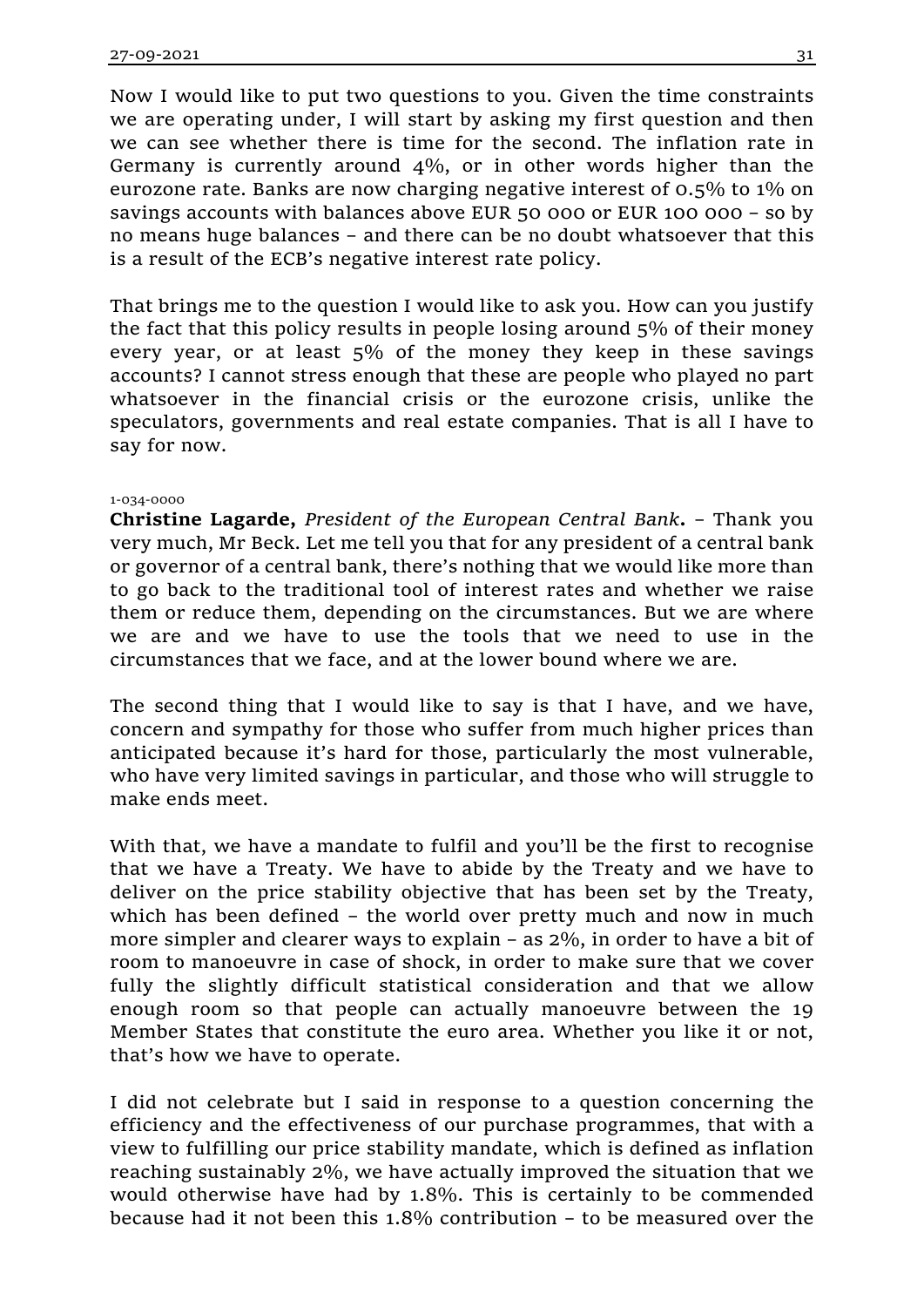Now I would like to put two questions to you. Given the time constraints we are operating under, I will start by asking my first question and then we can see whether there is time for the second. The inflation rate in Germany is currently around 4%, or in other words higher than the eurozone rate. Banks are now charging negative interest of 0.5% to 1% on savings accounts with balances above EUR 50 000 or EUR 100 000 – so by no means huge balances – and there can be no doubt whatsoever that this is a result of the ECB's negative interest rate policy.

That brings me to the question I would like to ask you. How can you justify the fact that this policy results in people losing around 5% of their money every year, or at least 5% of the money they keep in these savings accounts? I cannot stress enough that these are people who played no part whatsoever in the financial crisis or the eurozone crisis, unlike the speculators, governments and real estate companies. That is all I have to say for now.

1-034-0000

**Christine Lagarde,** *President of the European Central Bank***.** – Thank you very much, Mr Beck. Let me tell you that for any president of a central bank or governor of a central bank, there's nothing that we would like more than to go back to the traditional tool of interest rates and whether we raise them or reduce them, depending on the circumstances. But we are where we are and we have to use the tools that we need to use in the circumstances that we face, and at the lower bound where we are.

The second thing that I would like to say is that I have, and we have, concern and sympathy for those who suffer from much higher prices than anticipated because it's hard for those, particularly the most vulnerable, who have very limited savings in particular, and those who will struggle to make ends meet.

With that, we have a mandate to fulfil and you'll be the first to recognise that we have a Treaty. We have to abide by the Treaty and we have to deliver on the price stability objective that has been set by the Treaty, which has been defined – the world over pretty much and now in much more simpler and clearer ways to explain – as 2%, in order to have a bit of room to manoeuvre in case of shock, in order to make sure that we cover fully the slightly difficult statistical consideration and that we allow enough room so that people can actually manoeuvre between the 19 Member States that constitute the euro area. Whether you like it or not, that's how we have to operate.

I did not celebrate but I said in response to a question concerning the efficiency and the effectiveness of our purchase programmes, that with a view to fulfilling our price stability mandate, which is defined as inflation reaching sustainably 2%, we have actually improved the situation that we would otherwise have had by 1.8%. This is certainly to be commended because had it not been this 1.8% contribution – to be measured over the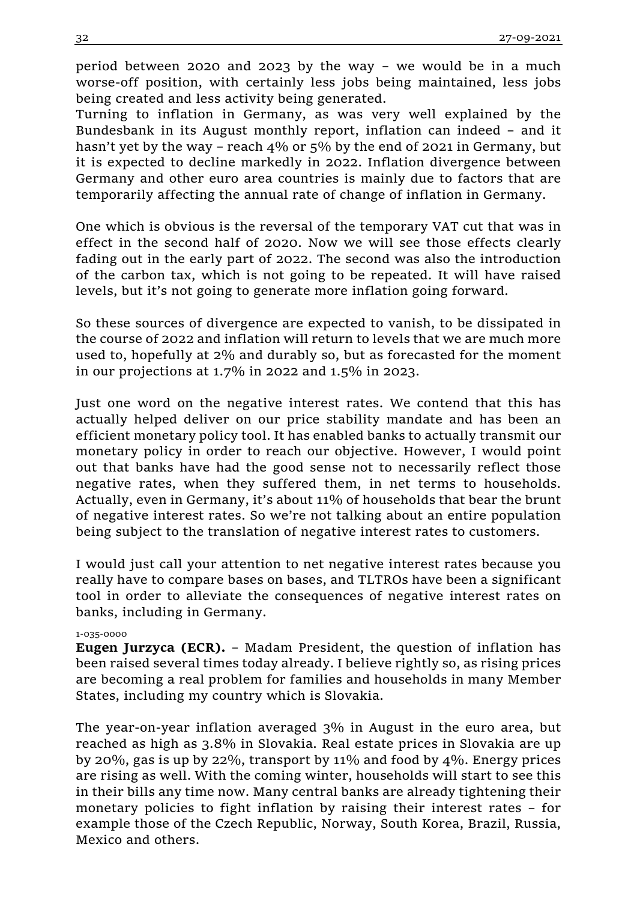period between 2020 and 2023 by the way – we would be in a much worse-off position, with certainly less jobs being maintained, less jobs being created and less activity being generated.
Turning to inflation in Germany, as was very well explained by the Bundesbank in its August monthly report, inflation can indeed – and it hasn't yet by the way – reach 4% or 5% by the end of 2021 in Germany, but it is expected to decline markedly in 2022. Inflation divergence between Germany and other euro area countries is mainly due to factors that are temporarily affecting the annual rate of change of inflation in Germany.

One which is obvious is the reversal of the temporary VAT cut that was in effect in the second half of 2020. Now we will see those effects clearly fading out in the early part of 2022. The second was also the introduction of the carbon tax, which is not going to be repeated. It will have raised levels, but it's not going to generate more inflation going forward.

So these sources of divergence are expected to vanish, to be dissipated in the course of 2022 and inflation will return to levels that we are much more used to, hopefully at 2% and durably so, but as forecasted for the moment in our projections at 1.7% in 2022 and 1.5% in 2023.

Just one word on the negative interest rates. We contend that this has actually helped deliver on our price stability mandate and has been an efficient monetary policy tool. It has enabled banks to actually transmit our monetary policy in order to reach our objective. However, I would point out that banks have had the good sense not to necessarily reflect those negative rates, when they suffered them, in net terms to households. Actually, even in Germany, it's about 11% of households that bear the brunt of negative interest rates. So we're not talking about an entire population being subject to the translation of negative interest rates to customers.

I would just call your attention to net negative interest rates because you really have to compare bases on bases, and TLTROs have been a significant tool in order to alleviate the consequences of negative interest rates on banks, including in Germany.

1-035-0000

**Eugen Jurzyca (ECR).** – Madam President, the question of inflation has been raised several times today already. I believe rightly so, as rising prices are becoming a real problem for families and households in many Member States, including my country which is Slovakia.

The year-on-year inflation averaged 3% in August in the euro area, but reached as high as 3.8% in Slovakia. Real estate prices in Slovakia are up by 20%, gas is up by 22%, transport by 11% and food by 4%. Energy prices are rising as well. With the coming winter, households will start to see this in their bills any time now. Many central banks are already tightening their monetary policies to fight inflation by raising their interest rates – for example those of the Czech Republic, Norway, South Korea, Brazil, Russia, Mexico and others.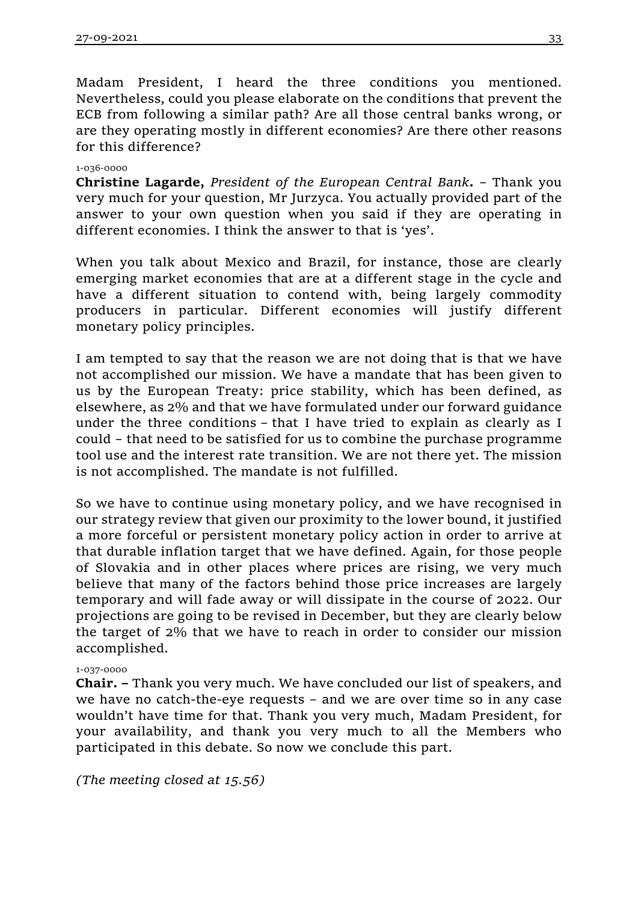Madam President, I heard the three conditions you mentioned. Nevertheless, could you please elaborate on the conditions that prevent the ECB from following a similar path? Are all those central banks wrong, or are they operating mostly in different economies? Are there other reasons for this difference?

1-036-0000

**Christine Lagarde,** *President of the European Central Bank***.** – Thank you very much for your question, Mr Jurzyca. You actually provided part of the answer to your own question when you said if they are operating in different economies. I think the answer to that is 'yes'.

When you talk about Mexico and Brazil, for instance, those are clearly emerging market economies that are at a different stage in the cycle and have a different situation to contend with, being largely commodity producers in particular. Different economies will justify different monetary policy principles.

I am tempted to say that the reason we are not doing that is that we have not accomplished our mission. We have a mandate that has been given to us by the European Treaty: price stability, which has been defined, as elsewhere, as 2% and that we have formulated under our forward guidance under the three conditions – that I have tried to explain as clearly as I could – that need to be satisfied for us to combine the purchase programme tool use and the interest rate transition. We are not there yet. The mission is not accomplished. The mandate is not fulfilled.

So we have to continue using monetary policy, and we have recognised in our strategy review that given our proximity to the lower bound, it justified a more forceful or persistent monetary policy action in order to arrive at that durable inflation target that we have defined. Again, for those people of Slovakia and in other places where prices are rising, we very much believe that many of the factors behind those price increases are largely temporary and will fade away or will dissipate in the course of 2022. Our projections are going to be revised in December, but they are clearly below the target of 2% that we have to reach in order to consider our mission accomplished.

1-037-0000

**Chair. –** Thank you very much. We have concluded our list of speakers, and we have no catch-the-eye requests – and we are over time so in any case wouldn't have time for that. Thank you very much, Madam President, for your availability, and thank you very much to all the Members who participated in this debate. So now we conclude this part.

*(The meeting closed at 15.56)*